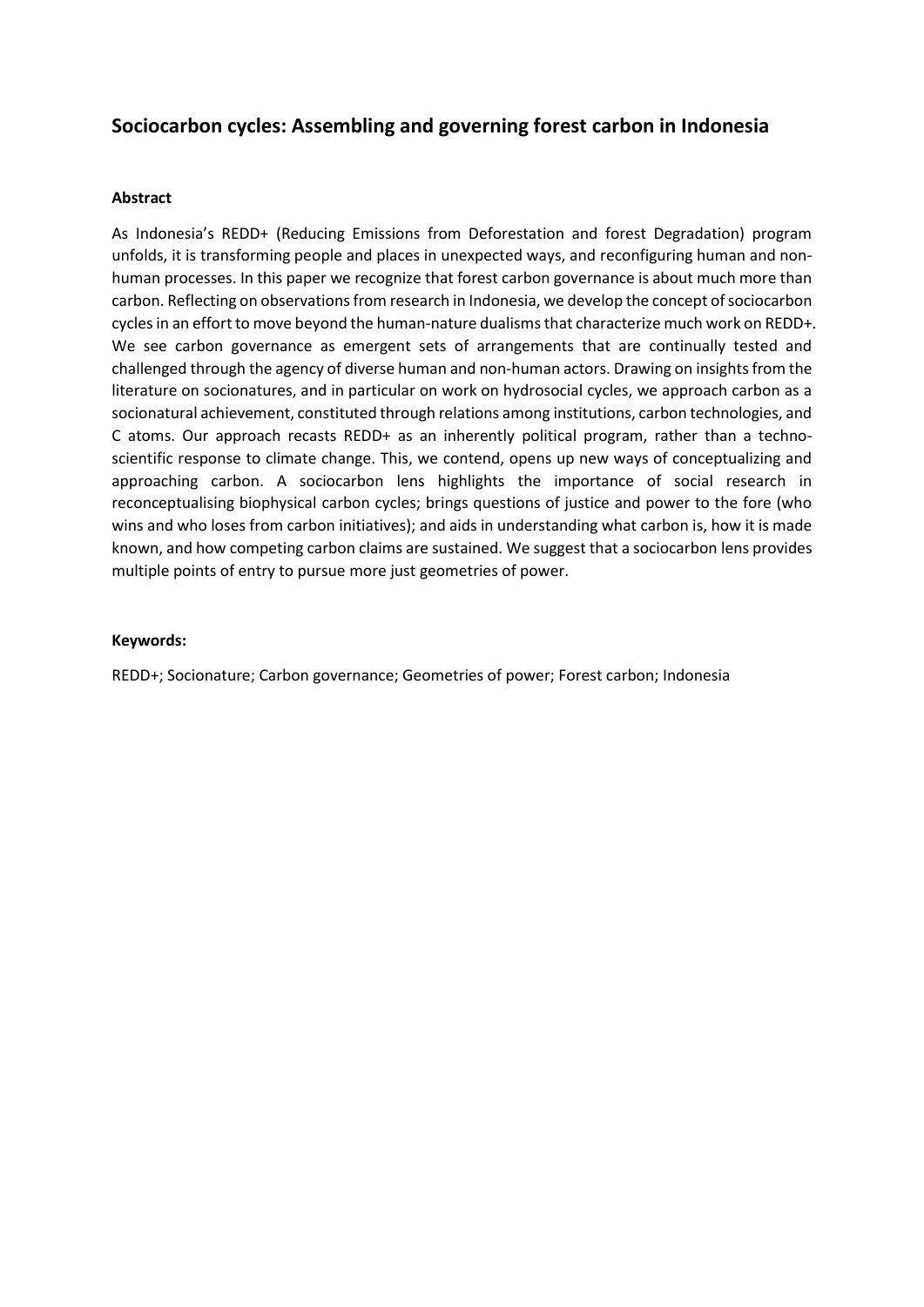# Sociocarbon cycles: Assembling and governing forest carbon in Indonesia

### Abstract

As Indonesia's REDD+ (Reducing Emissions from Deforestation and forest Degradation) program unfolds, it is transforming people and places in unexpected ways, and reconfiguring human and non-human processes. In this paper we recognize that forest carbon governance is about much more than carbon. Reflecting on observations from research in Indonesia, we develop the concept of sociocarbon cycles in an effort to move beyond the human-nature dualisms that characterize much work on REDD+. We see carbon governance as emergent sets of arrangements that are continually tested and challenged through the agency of diverse human and non-human actors. Drawing on insights from the literature on socionatures, and in particular on work on hydrosocial cycles, we approach carbon as a socionatural achievement, constituted through relations among institutions, carbon technologies, and C atoms. Our approach recasts REDD+ as an inherently political program, rather than a techno-scientific response to climate change. This, we contend, opens up new ways of conceptualizing and approaching carbon. A sociocarbon lens highlights the importance of social research in reconceptualising biophysical carbon cycles; brings questions of justice and power to the fore (who wins and who loses from carbon initiatives); and aids in understanding what carbon is, how it is made known, and how competing carbon claims are sustained. We suggest that a sociocarbon lens provides multiple points of entry to pursue more just geometries of power.

### Keywords:

REDD+; Socionature; Carbon governance; Geometries of power; Forest carbon; Indonesia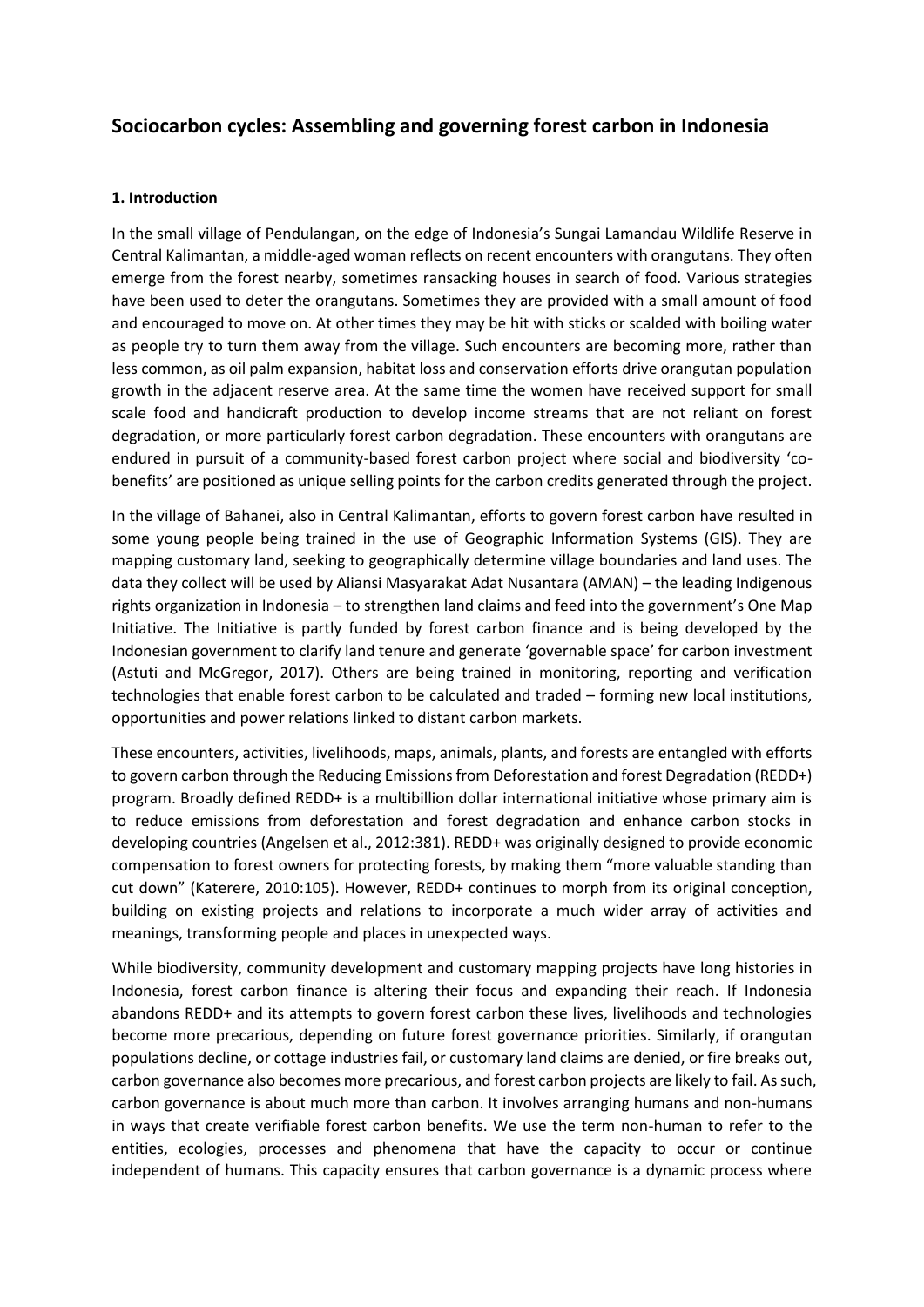# Sociocarbon cycles: Assembling and governing forest carbon in Indonesia

## 1. Introduction

In the small village of Pendulangan, on the edge of Indonesia's Sungai Lamandau Wildlife Reserve in Central Kalimantan, a middle-aged woman reflects on recent encounters with orangutans. They often emerge from the forest nearby, sometimes ransacking houses in search of food. Various strategies have been used to deter the orangutans. Sometimes they are provided with a small amount of food and encouraged to move on. At other times they may be hit with sticks or scalded with boiling water as people try to turn them away from the village. Such encounters are becoming more, rather than less common, as oil palm expansion, habitat loss and conservation efforts drive orangutan population growth in the adjacent reserve area. At the same time the women have received support for small scale food and handicraft production to develop income streams that are not reliant on forest degradation, or more particularly forest carbon degradation. These encounters with orangutans are endured in pursuit of a community-based forest carbon project where social and biodiversity 'co-benefits' are positioned as unique selling points for the carbon credits generated through the project.

In the village of Bahanei, also in Central Kalimantan, efforts to govern forest carbon have resulted in some young people being trained in the use of Geographic Information Systems (GIS). They are mapping customary land, seeking to geographically determine village boundaries and land uses. The data they collect will be used by Aliansi Masyarakat Adat Nusantara (AMAN) – the leading Indigenous rights organization in Indonesia – to strengthen land claims and feed into the government's One Map Initiative. The Initiative is partly funded by forest carbon finance and is being developed by the Indonesian government to clarify land tenure and generate 'governable space' for carbon investment (Astuti and McGregor, 2017). Others are being trained in monitoring, reporting and verification technologies that enable forest carbon to be calculated and traded – forming new local institutions, opportunities and power relations linked to distant carbon markets.

These encounters, activities, livelihoods, maps, animals, plants, and forests are entangled with efforts to govern carbon through the Reducing Emissions from Deforestation and forest Degradation (REDD+) program. Broadly defined REDD+ is a multibillion dollar international initiative whose primary aim is to reduce emissions from deforestation and forest degradation and enhance carbon stocks in developing countries (Angelsen et al., 2012:381). REDD+ was originally designed to provide economic compensation to forest owners for protecting forests, by making them "more valuable standing than cut down" (Katerere, 2010:105). However, REDD+ continues to morph from its original conception, building on existing projects and relations to incorporate a much wider array of activities and meanings, transforming people and places in unexpected ways.

While biodiversity, community development and customary mapping projects have long histories in Indonesia, forest carbon finance is altering their focus and expanding their reach. If Indonesia abandons REDD+ and its attempts to govern forest carbon these lives, livelihoods and technologies become more precarious, depending on future forest governance priorities. Similarly, if orangutan populations decline, or cottage industries fail, or customary land claims are denied, or fire breaks out, carbon governance also becomes more precarious, and forest carbon projects are likely to fail. As such, carbon governance is about much more than carbon. It involves arranging humans and non-humans in ways that create verifiable forest carbon benefits. We use the term non-human to refer to the entities, ecologies, processes and phenomena that have the capacity to occur or continue independent of humans. This capacity ensures that carbon governance is a dynamic process where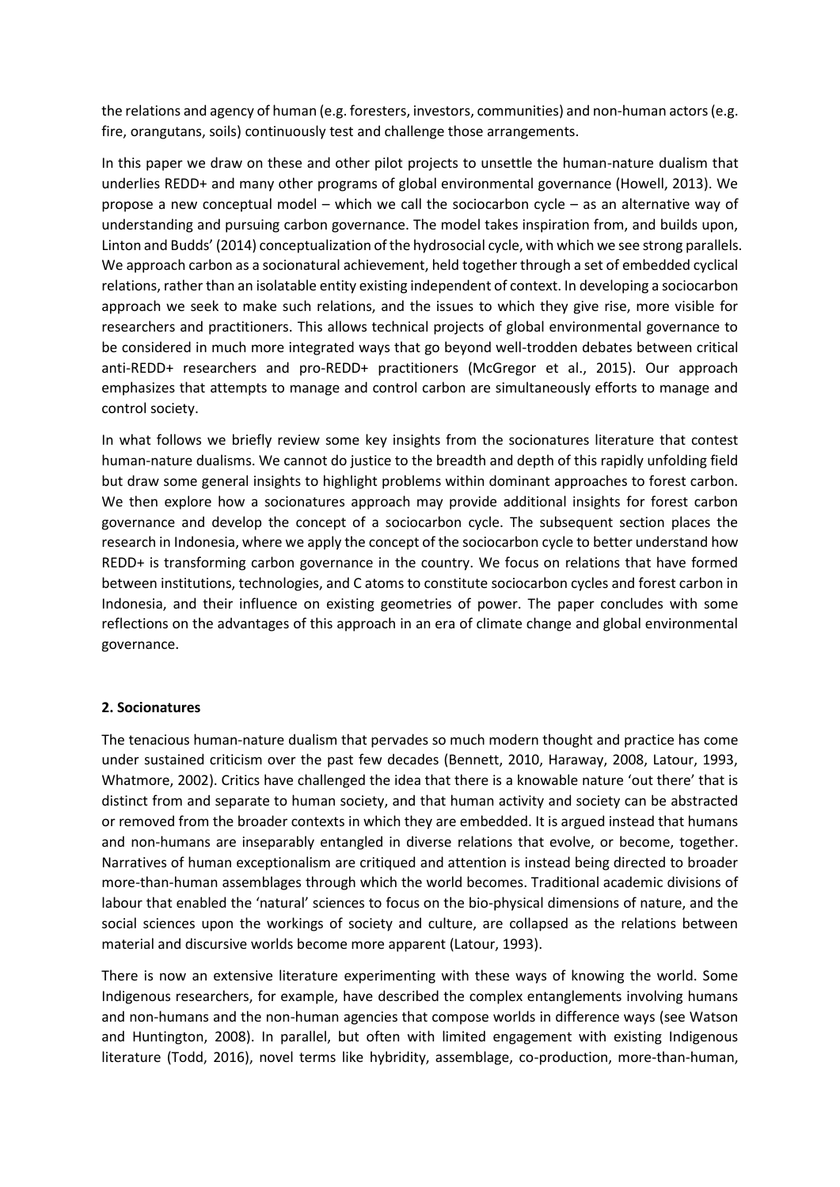the relations and agency of human (e.g. foresters, investors, communities) and non-human actors (e.g. fire, orangutans, soils) continuously test and challenge those arrangements.

In this paper we draw on these and other pilot projects to unsettle the human-nature dualism that underlies REDD+ and many other programs of global environmental governance (Howell, 2013). We propose a new conceptual model – which we call the sociocarbon cycle – as an alternative way of understanding and pursuing carbon governance. The model takes inspiration from, and builds upon, Linton and Budds' (2014) conceptualization of the hydrosocial cycle, with which we see strong parallels. We approach carbon as a socionatural achievement, held together through a set of embedded cyclical relations, rather than an isolatable entity existing independent of context. In developing a sociocarbon approach we seek to make such relations, and the issues to which they give rise, more visible for researchers and practitioners. This allows technical projects of global environmental governance to be considered in much more integrated ways that go beyond well-trodden debates between critical anti-REDD+ researchers and pro-REDD+ practitioners (McGregor et al., 2015). Our approach emphasizes that attempts to manage and control carbon are simultaneously efforts to manage and control society.

In what follows we briefly review some key insights from the socionatures literature that contest human-nature dualisms. We cannot do justice to the breadth and depth of this rapidly unfolding field but draw some general insights to highlight problems within dominant approaches to forest carbon. We then explore how a socionatures approach may provide additional insights for forest carbon governance and develop the concept of a sociocarbon cycle. The subsequent section places the research in Indonesia, where we apply the concept of the sociocarbon cycle to better understand how REDD+ is transforming carbon governance in the country. We focus on relations that have formed between institutions, technologies, and C atoms to constitute sociocarbon cycles and forest carbon in Indonesia, and their influence on existing geometries of power. The paper concludes with some reflections on the advantages of this approach in an era of climate change and global environmental governance.

## 2. Socionatures

The tenacious human-nature dualism that pervades so much modern thought and practice has come under sustained criticism over the past few decades (Bennett, 2010, Haraway, 2008, Latour, 1993, Whatmore, 2002). Critics have challenged the idea that there is a knowable nature 'out there' that is distinct from and separate to human society, and that human activity and society can be abstracted or removed from the broader contexts in which they are embedded. It is argued instead that humans and non-humans are inseparably entangled in diverse relations that evolve, or become, together. Narratives of human exceptionalism are critiqued and attention is instead being directed to broader more-than-human assemblages through which the world becomes. Traditional academic divisions of labour that enabled the 'natural' sciences to focus on the bio-physical dimensions of nature, and the social sciences upon the workings of society and culture, are collapsed as the relations between material and discursive worlds become more apparent (Latour, 1993).

There is now an extensive literature experimenting with these ways of knowing the world. Some Indigenous researchers, for example, have described the complex entanglements involving humans and non-humans and the non-human agencies that compose worlds in difference ways (see Watson and Huntington, 2008). In parallel, but often with limited engagement with existing Indigenous literature (Todd, 2016), novel terms like hybridity, assemblage, co-production, more-than-human,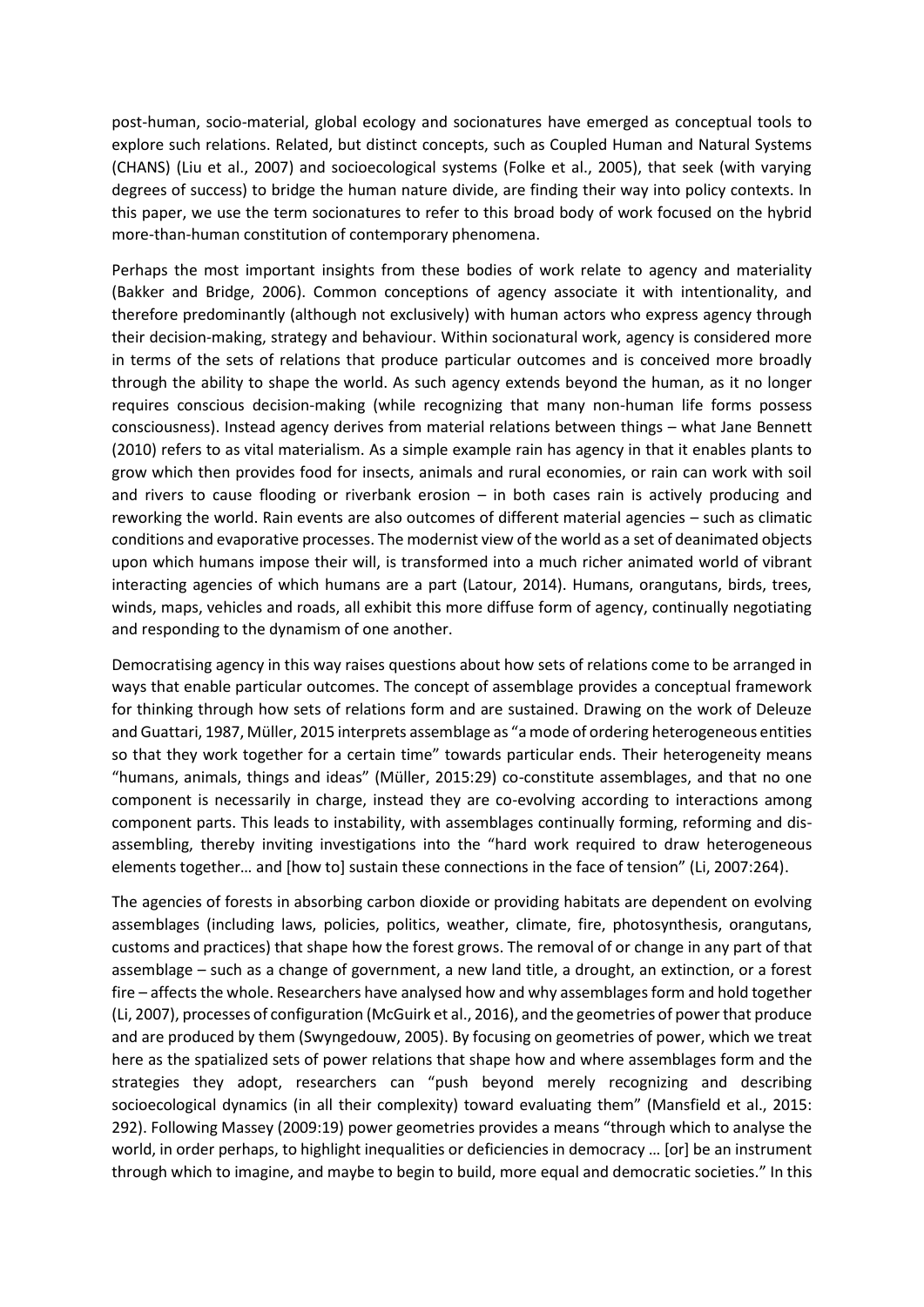post-human, socio-material, global ecology and socionatures have emerged as conceptual tools to explore such relations. Related, but distinct concepts, such as Coupled Human and Natural Systems (CHANS) (Liu et al., 2007) and socioecological systems (Folke et al., 2005), that seek (with varying degrees of success) to bridge the human nature divide, are finding their way into policy contexts. In this paper, we use the term socionatures to refer to this broad body of work focused on the hybrid more-than-human constitution of contemporary phenomena.

Perhaps the most important insights from these bodies of work relate to agency and materiality (Bakker and Bridge, 2006). Common conceptions of agency associate it with intentionality, and therefore predominantly (although not exclusively) with human actors who express agency through their decision-making, strategy and behaviour. Within socionatural work, agency is considered more in terms of the sets of relations that produce particular outcomes and is conceived more broadly through the ability to shape the world. As such agency extends beyond the human, as it no longer requires conscious decision-making (while recognizing that many non-human life forms possess consciousness). Instead agency derives from material relations between things – what Jane Bennett (2010) refers to as vital materialism. As a simple example rain has agency in that it enables plants to grow which then provides food for insects, animals and rural economies, or rain can work with soil and rivers to cause flooding or riverbank erosion – in both cases rain is actively producing and reworking the world. Rain events are also outcomes of different material agencies – such as climatic conditions and evaporative processes. The modernist view of the world as a set of deanimated objects upon which humans impose their will, is transformed into a much richer animated world of vibrant interacting agencies of which humans are a part (Latour, 2014). Humans, orangutans, birds, trees, winds, maps, vehicles and roads, all exhibit this more diffuse form of agency, continually negotiating and responding to the dynamism of one another.

Democratising agency in this way raises questions about how sets of relations come to be arranged in ways that enable particular outcomes. The concept of assemblage provides a conceptual framework for thinking through how sets of relations form and are sustained. Drawing on the work of Deleuze and Guattari, 1987, Müller, 2015 interprets assemblage as "a mode of ordering heterogeneous entities so that they work together for a certain time" towards particular ends. Their heterogeneity means "humans, animals, things and ideas" (Müller, 2015:29) co-constitute assemblages, and that no one component is necessarily in charge, instead they are co-evolving according to interactions among component parts. This leads to instability, with assemblages continually forming, reforming and dis-assembling, thereby inviting investigations into the "hard work required to draw heterogeneous elements together… and [how to] sustain these connections in the face of tension" (Li, 2007:264).

The agencies of forests in absorbing carbon dioxide or providing habitats are dependent on evolving assemblages (including laws, policies, politics, weather, climate, fire, photosynthesis, orangutans, customs and practices) that shape how the forest grows. The removal of or change in any part of that assemblage – such as a change of government, a new land title, a drought, an extinction, or a forest fire – affects the whole. Researchers have analysed how and why assemblages form and hold together (Li, 2007), processes of configuration (McGuirk et al., 2016), and the geometries of power that produce and are produced by them (Swyngedouw, 2005). By focusing on geometries of power, which we treat here as the spatialized sets of power relations that shape how and where assemblages form and the strategies they adopt, researchers can "push beyond merely recognizing and describing socioecological dynamics (in all their complexity) toward evaluating them" (Mansfield et al., 2015: 292). Following Massey (2009:19) power geometries provides a means "through which to analyse the world, in order perhaps, to highlight inequalities or deficiencies in democracy … [or] be an instrument through which to imagine, and maybe to begin to build, more equal and democratic societies." In this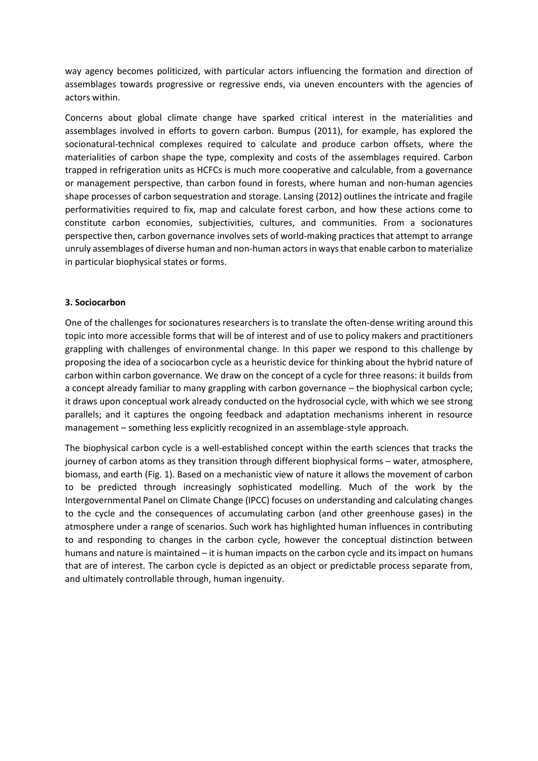way agency becomes politicized, with particular actors influencing the formation and direction of assemblages towards progressive or regressive ends, via uneven encounters with the agencies of actors within.

Concerns about global climate change have sparked critical interest in the materialities and assemblages involved in efforts to govern carbon. Bumpus (2011), for example, has explored the socionatural-technical complexes required to calculate and produce carbon offsets, where the materialities of carbon shape the type, complexity and costs of the assemblages required. Carbon trapped in refrigeration units as HCFCs is much more cooperative and calculable, from a governance or management perspective, than carbon found in forests, where human and non-human agencies shape processes of carbon sequestration and storage. Lansing (2012) outlines the intricate and fragile performativities required to fix, map and calculate forest carbon, and how these actions come to constitute carbon economies, subjectivities, cultures, and communities. From a socionatures perspective then, carbon governance involves sets of world-making practices that attempt to arrange unruly assemblages of diverse human and non-human actors in ways that enable carbon to materialize in particular biophysical states or forms.

### 3. Sociocarbon

One of the challenges for socionatures researchers is to translate the often-dense writing around this topic into more accessible forms that will be of interest and of use to policy makers and practitioners grappling with challenges of environmental change. In this paper we respond to this challenge by proposing the idea of a sociocarbon cycle as a heuristic device for thinking about the hybrid nature of carbon within carbon governance. We draw on the concept of a cycle for three reasons: it builds from a concept already familiar to many grappling with carbon governance – the biophysical carbon cycle; it draws upon conceptual work already conducted on the hydrosocial cycle, with which we see strong parallels; and it captures the ongoing feedback and adaptation mechanisms inherent in resource management – something less explicitly recognized in an assemblage-style approach.

The biophysical carbon cycle is a well-established concept within the earth sciences that tracks the journey of carbon atoms as they transition through different biophysical forms – water, atmosphere, biomass, and earth (Fig. 1). Based on a mechanistic view of nature it allows the movement of carbon to be predicted through increasingly sophisticated modelling. Much of the work by the Intergovernmental Panel on Climate Change (IPCC) focuses on understanding and calculating changes to the cycle and the consequences of accumulating carbon (and other greenhouse gases) in the atmosphere under a range of scenarios. Such work has highlighted human influences in contributing to and responding to changes in the carbon cycle, however the conceptual distinction between humans and nature is maintained – it is human impacts on the carbon cycle and its impact on humans that are of interest. The carbon cycle is depicted as an object or predictable process separate from, and ultimately controllable through, human ingenuity.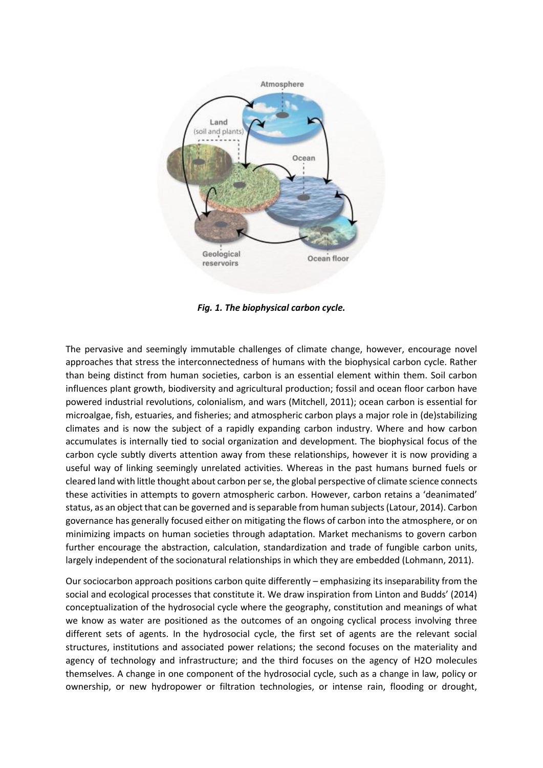*Fig. 1. The biophysical carbon cycle.*

The pervasive and seemingly immutable challenges of climate change, however, encourage novel approaches that stress the interconnectedness of humans with the biophysical carbon cycle. Rather than being distinct from human societies, carbon is an essential element within them. Soil carbon influences plant growth, biodiversity and agricultural production; fossil and ocean floor carbon have powered industrial revolutions, colonialism, and wars (Mitchell, 2011); ocean carbon is essential for microalgae, fish, estuaries, and fisheries; and atmospheric carbon plays a major role in (de)stabilizing climates and is now the subject of a rapidly expanding carbon industry. Where and how carbon accumulates is internally tied to social organization and development. The biophysical focus of the carbon cycle subtly diverts attention away from these relationships, however it is now providing a useful way of linking seemingly unrelated activities. Whereas in the past humans burned fuels or cleared land with little thought about carbon per se, the global perspective of climate science connects these activities in attempts to govern atmospheric carbon. However, carbon retains a 'deanimated' status, as an object that can be governed and is separable from human subjects (Latour, 2014). Carbon governance has generally focused either on mitigating the flows of carbon into the atmosphere, or on minimizing impacts on human societies through adaptation. Market mechanisms to govern carbon further encourage the abstraction, calculation, standardization and trade of fungible carbon units, largely independent of the socionatural relationships in which they are embedded (Lohmann, 2011).

Our sociocarbon approach positions carbon quite differently – emphasizing its inseparability from the social and ecological processes that constitute it. We draw inspiration from Linton and Budds' (2014) conceptualization of the hydrosocial cycle where the geography, constitution and meanings of what we know as water are positioned as the outcomes of an ongoing cyclical process involving three different sets of agents. In the hydrosocial cycle, the first set of agents are the relevant social structures, institutions and associated power relations; the second focuses on the materiality and agency of technology and infrastructure; and the third focuses on the agency of $H_2O$ molecules themselves. A change in one component of the hydrosocial cycle, such as a change in law, policy or ownership, or new hydropower or filtration technologies, or intense rain, flooding or drought,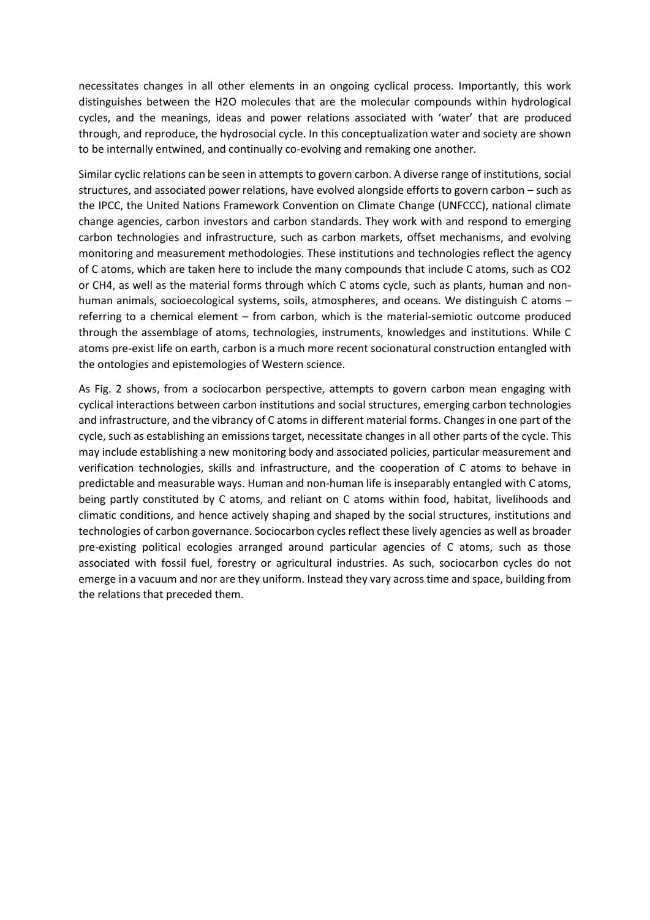necessitates changes in all other elements in an ongoing cyclical process. Importantly, this work distinguishes between the $H_2O$ molecules that are the molecular compounds within hydrological cycles, and the meanings, ideas and power relations associated with 'water' that are produced through, and reproduce, the hydrosocial cycle. In this conceptualization water and society are shown to be internally entwined, and continually co-evolving and remaking one another.

Similar cyclic relations can be seen in attempts to govern carbon. A diverse range of institutions, social structures, and associated power relations, have evolved alongside efforts to govern carbon – such as the IPCC, the United Nations Framework Convention on Climate Change (UNFCCC), national climate change agencies, carbon investors and carbon standards. They work with and respond to emerging carbon technologies and infrastructure, such as carbon markets, offset mechanisms, and evolving monitoring and measurement methodologies. These institutions and technologies reflect the agency of C atoms, which are taken here to include the many compounds that include C atoms, such as $CO_2$ or $CH_4$, as well as the material forms through which C atoms cycle, such as plants, human and non-human animals, socioecological systems, soils, atmospheres, and oceans. We distinguish C atoms – referring to a chemical element – from carbon, which is the material-semiotic outcome produced through the assemblage of atoms, technologies, instruments, knowledges and institutions. While C atoms pre-exist life on earth, carbon is a much more recent socionatural construction entangled with the ontologies and epistemologies of Western science.

As Fig. 2 shows, from a sociocarbon perspective, attempts to govern carbon mean engaging with cyclical interactions between carbon institutions and social structures, emerging carbon technologies and infrastructure, and the vibrancy of C atoms in different material forms. Changes in one part of the cycle, such as establishing an emissions target, necessitate changes in all other parts of the cycle. This may include establishing a new monitoring body and associated policies, particular measurement and verification technologies, skills and infrastructure, and the cooperation of C atoms to behave in predictable and measurable ways. Human and non-human life is inseparably entangled with C atoms, being partly constituted by C atoms, and reliant on C atoms within food, habitat, livelihoods and climatic conditions, and hence actively shaping and shaped by the social structures, institutions and technologies of carbon governance. Sociocarbon cycles reflect these lively agencies as well as broader pre-existing political ecologies arranged around particular agencies of C atoms, such as those associated with fossil fuel, forestry or agricultural industries. As such, sociocarbon cycles do not emerge in a vacuum and nor are they uniform. Instead they vary across time and space, building from the relations that preceded them.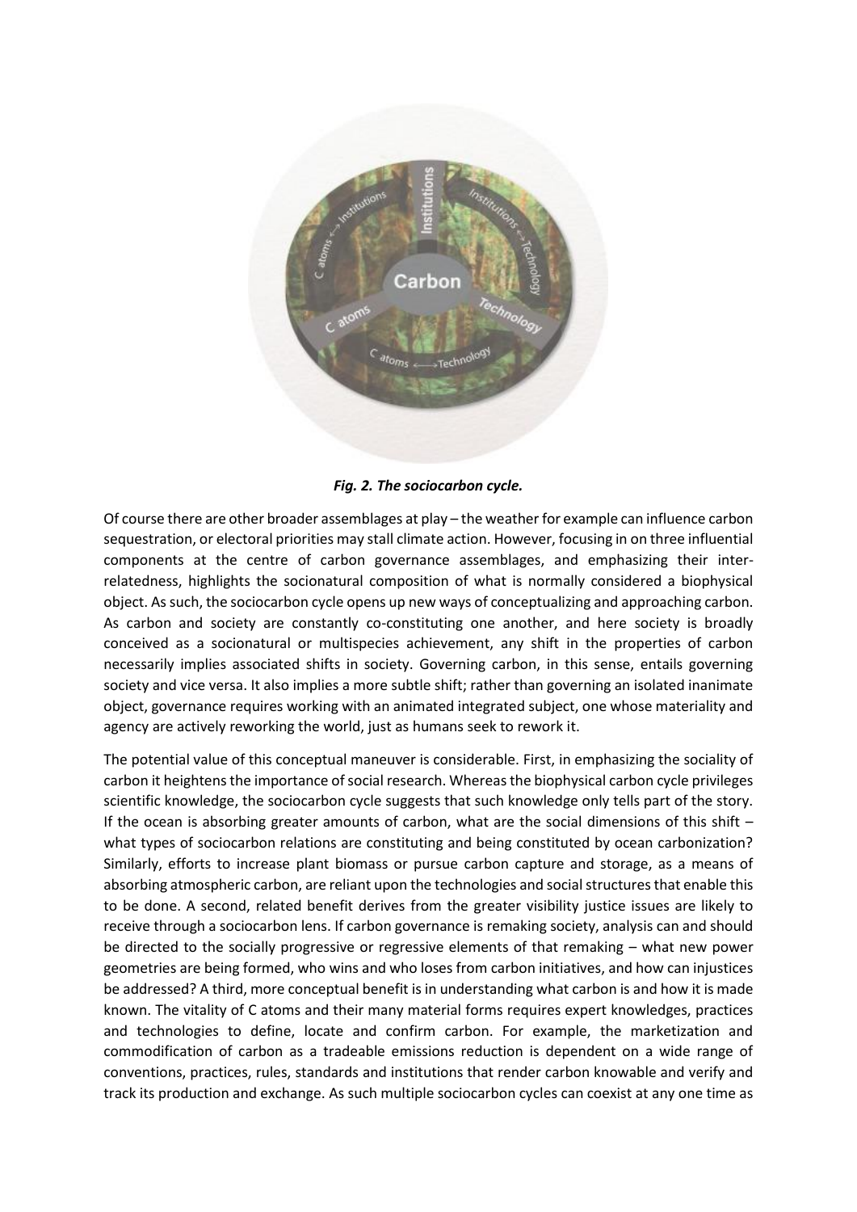Carbon

Institutions

C atoms

Technology

C atoms ⟷ Institutions

Institutions ⟷ Technology

C atoms ⟷ Technology

***Fig. 2. The sociocarbon cycle.***

Of course there are other broader assemblages at play – the weather for example can influence carbon sequestration, or electoral priorities may stall climate action. However, focusing in on three influential components at the centre of carbon governance assemblages, and emphasizing their inter-relatedness, highlights the socionatural composition of what is normally considered a biophysical object. As such, the sociocarbon cycle opens up new ways of conceptualizing and approaching carbon. As carbon and society are constantly co-constituting one another, and here society is broadly conceived as a socionatural or multispecies achievement, any shift in the properties of carbon necessarily implies associated shifts in society. Governing carbon, in this sense, entails governing society and vice versa. It also implies a more subtle shift; rather than governing an isolated inanimate object, governance requires working with an animated integrated subject, one whose materiality and agency are actively reworking the world, just as humans seek to rework it.

The potential value of this conceptual maneuver is considerable. First, in emphasizing the sociality of carbon it heightens the importance of social research. Whereas the biophysical carbon cycle privileges scientific knowledge, the sociocarbon cycle suggests that such knowledge only tells part of the story. If the ocean is absorbing greater amounts of carbon, what are the social dimensions of this shift – what types of sociocarbon relations are constituting and being constituted by ocean carbonization? Similarly, efforts to increase plant biomass or pursue carbon capture and storage, as a means of absorbing atmospheric carbon, are reliant upon the technologies and social structures that enable this to be done. A second, related benefit derives from the greater visibility justice issues are likely to receive through a sociocarbon lens. If carbon governance is remaking society, analysis can and should be directed to the socially progressive or regressive elements of that remaking – what new power geometries are being formed, who wins and who loses from carbon initiatives, and how can injustices be addressed? A third, more conceptual benefit is in understanding what carbon is and how it is made known. The vitality of C atoms and their many material forms requires expert knowledges, practices and technologies to define, locate and confirm carbon. For example, the marketization and commodification of carbon as a tradeable emissions reduction is dependent on a wide range of conventions, practices, rules, standards and institutions that render carbon knowable and verify and track its production and exchange. As such multiple sociocarbon cycles can coexist at any one time as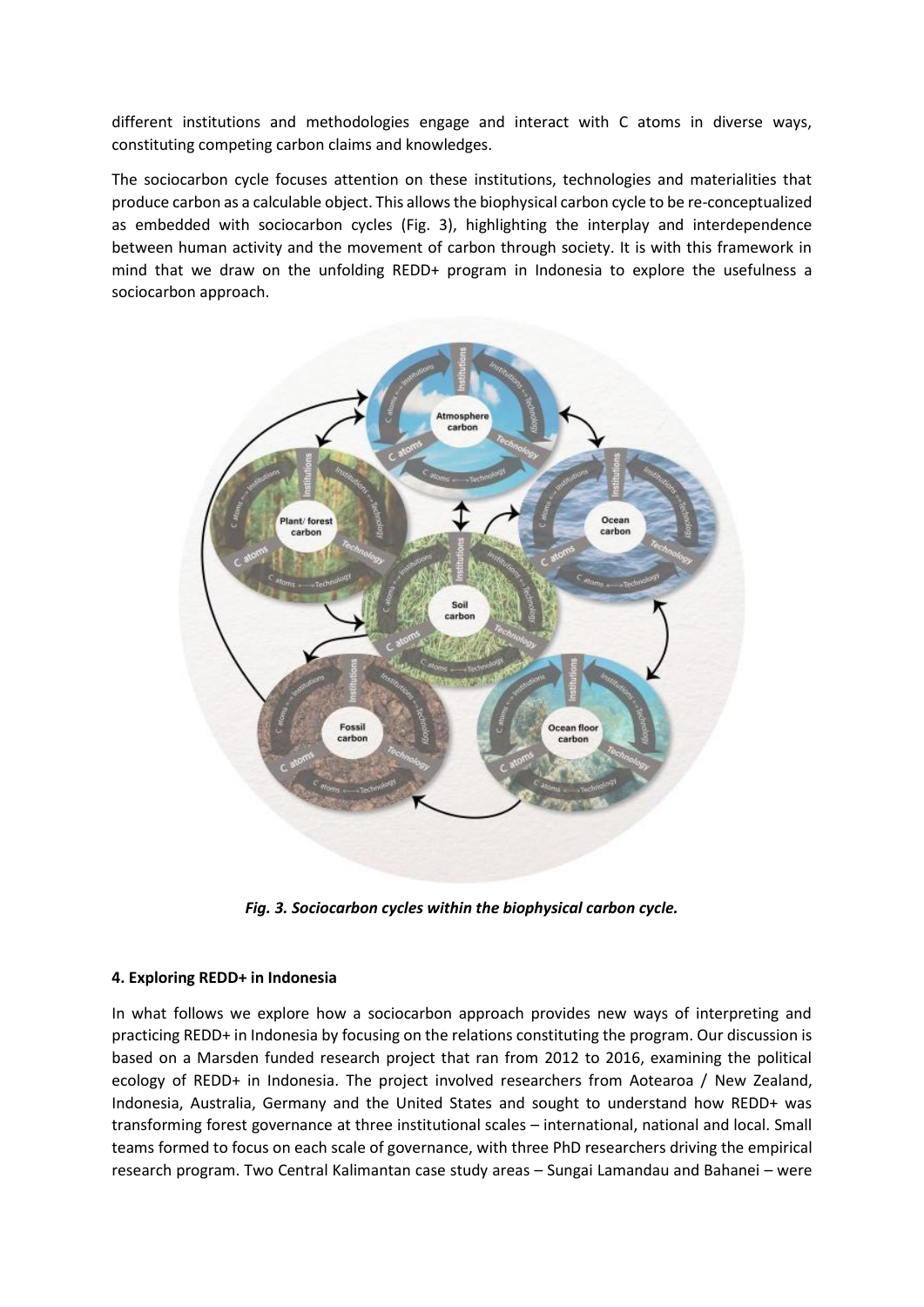different institutions and methodologies engage and interact with C atoms in diverse ways, constituting competing carbon claims and knowledges.

The sociocarbon cycle focuses attention on these institutions, technologies and materialities that produce carbon as a calculable object. This allows the biophysical carbon cycle to be re-conceptualized as embedded with sociocarbon cycles (Fig. 3), highlighting the interplay and interdependence between human activity and the movement of carbon through society. It is with this framework in mind that we draw on the unfolding REDD+ program in Indonesia to explore the usefulness a sociocarbon approach.

***Fig. 3. Sociocarbon cycles within the biophysical carbon cycle.***

## 4. Exploring REDD+ in Indonesia

In what follows we explore how a sociocarbon approach provides new ways of interpreting and practicing REDD+ in Indonesia by focusing on the relations constituting the program. Our discussion is based on a Marsden funded research project that ran from 2012 to 2016, examining the political ecology of REDD+ in Indonesia. The project involved researchers from Aotearoa / New Zealand, Indonesia, Australia, Germany and the United States and sought to understand how REDD+ was transforming forest governance at three institutional scales – international, national and local. Small teams formed to focus on each scale of governance, with three PhD researchers driving the empirical research program. Two Central Kalimantan case study areas – Sungai Lamandau and Bahanei – were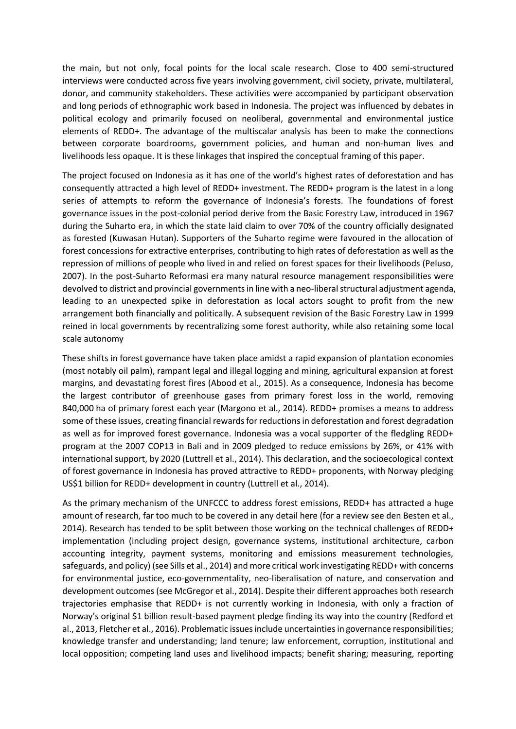the main, but not only, focal points for the local scale research. Close to 400 semi-structured interviews were conducted across five years involving government, civil society, private, multilateral, donor, and community stakeholders. These activities were accompanied by participant observation and long periods of ethnographic work based in Indonesia. The project was influenced by debates in political ecology and primarily focused on neoliberal, governmental and environmental justice elements of REDD+. The advantage of the multiscalar analysis has been to make the connections between corporate boardrooms, government policies, and human and non-human lives and livelihoods less opaque. It is these linkages that inspired the conceptual framing of this paper.

The project focused on Indonesia as it has one of the world's highest rates of deforestation and has consequently attracted a high level of REDD+ investment. The REDD+ program is the latest in a long series of attempts to reform the governance of Indonesia's forests. The foundations of forest governance issues in the post-colonial period derive from the Basic Forestry Law, introduced in 1967 during the Suharto era, in which the state laid claim to over 70% of the country officially designated as forested (Kuwasan Hutan). Supporters of the Suharto regime were favoured in the allocation of forest concessions for extractive enterprises, contributing to high rates of deforestation as well as the repression of millions of people who lived in and relied on forest spaces for their livelihoods (Peluso, 2007). In the post-Suharto Reformasi era many natural resource management responsibilities were devolved to district and provincial governments in line with a neo-liberal structural adjustment agenda, leading to an unexpected spike in deforestation as local actors sought to profit from the new arrangement both financially and politically. A subsequent revision of the Basic Forestry Law in 1999 reined in local governments by recentralizing some forest authority, while also retaining some local scale autonomy

These shifts in forest governance have taken place amidst a rapid expansion of plantation economies (most notably oil palm), rampant legal and illegal logging and mining, agricultural expansion at forest margins, and devastating forest fires (Abood et al., 2015). As a consequence, Indonesia has become the largest contributor of greenhouse gases from primary forest loss in the world, removing 840,000 ha of primary forest each year (Margono et al., 2014). REDD+ promises a means to address some of these issues, creating financial rewards for reductions in deforestation and forest degradation as well as for improved forest governance. Indonesia was a vocal supporter of the fledgling REDD+ program at the 2007 COP13 in Bali and in 2009 pledged to reduce emissions by 26%, or 41% with international support, by 2020 (Luttrell et al., 2014). This declaration, and the socioecological context of forest governance in Indonesia has proved attractive to REDD+ proponents, with Norway pledging US$1 billion for REDD+ development in country (Luttrell et al., 2014).

As the primary mechanism of the UNFCCC to address forest emissions, REDD+ has attracted a huge amount of research, far too much to be covered in any detail here (for a review see den Besten et al., 2014). Research has tended to be split between those working on the technical challenges of REDD+ implementation (including project design, governance systems, institutional architecture, carbon accounting integrity, payment systems, monitoring and emissions measurement technologies, safeguards, and policy) (see Sills et al., 2014) and more critical work investigating REDD+ with concerns for environmental justice, eco-governmentality, neo-liberalisation of nature, and conservation and development outcomes (see McGregor et al., 2014). Despite their different approaches both research trajectories emphasise that REDD+ is not currently working in Indonesia, with only a fraction of Norway's original $1 billion result-based payment pledge finding its way into the country (Redford et al., 2013, Fletcher et al., 2016). Problematic issues include uncertainties in governance responsibilities; knowledge transfer and understanding; land tenure; law enforcement, corruption, institutional and local opposition; competing land uses and livelihood impacts; benefit sharing; measuring, reporting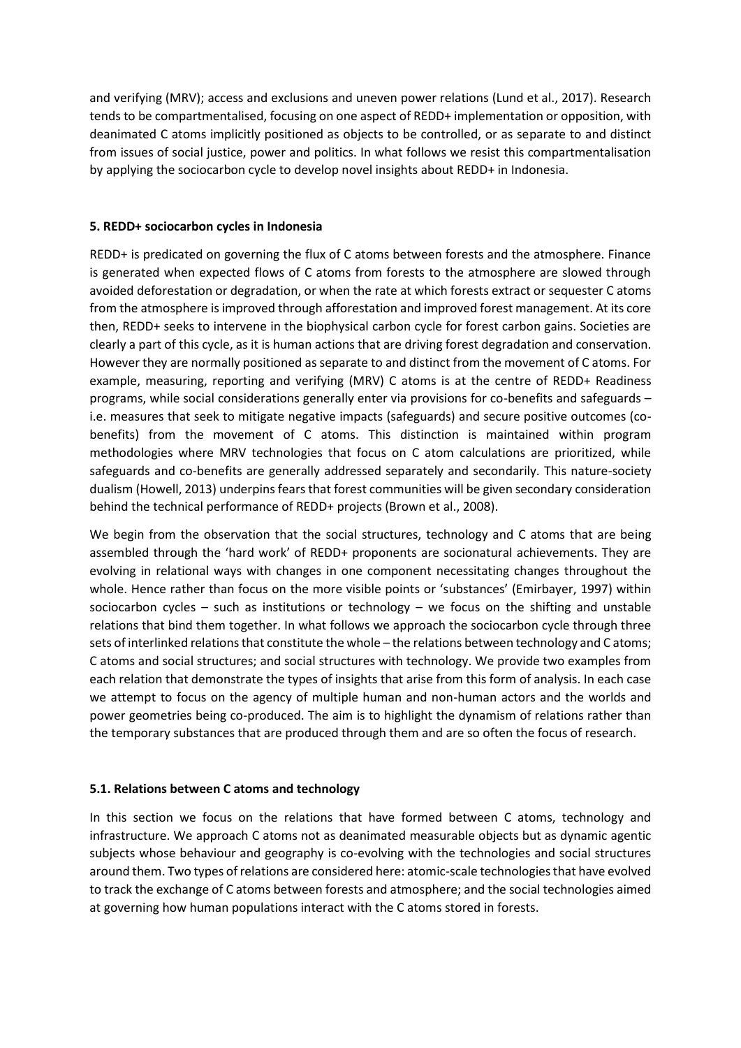and verifying (MRV); access and exclusions and uneven power relations (Lund et al., 2017). Research tends to be compartmentalised, focusing on one aspect of REDD+ implementation or opposition, with deanimated C atoms implicitly positioned as objects to be controlled, or as separate to and distinct from issues of social justice, power and politics. In what follows we resist this compartmentalisation by applying the sociocarbon cycle to develop novel insights about REDD+ in Indonesia.

### 5. REDD+ sociocarbon cycles in Indonesia

REDD+ is predicated on governing the flux of C atoms between forests and the atmosphere. Finance is generated when expected flows of C atoms from forests to the atmosphere are slowed through avoided deforestation or degradation, or when the rate at which forests extract or sequester C atoms from the atmosphere is improved through afforestation and improved forest management. At its core then, REDD+ seeks to intervene in the biophysical carbon cycle for forest carbon gains. Societies are clearly a part of this cycle, as it is human actions that are driving forest degradation and conservation. However they are normally positioned as separate to and distinct from the movement of C atoms. For example, measuring, reporting and verifying (MRV) C atoms is at the centre of REDD+ Readiness programs, while social considerations generally enter via provisions for co-benefits and safeguards – i.e. measures that seek to mitigate negative impacts (safeguards) and secure positive outcomes (co-benefits) from the movement of C atoms. This distinction is maintained within program methodologies where MRV technologies that focus on C atom calculations are prioritized, while safeguards and co-benefits are generally addressed separately and secondarily. This nature-society dualism (Howell, 2013) underpins fears that forest communities will be given secondary consideration behind the technical performance of REDD+ projects (Brown et al., 2008).

We begin from the observation that the social structures, technology and C atoms that are being assembled through the 'hard work' of REDD+ proponents are socionatural achievements. They are evolving in relational ways with changes in one component necessitating changes throughout the whole. Hence rather than focus on the more visible points or 'substances' (Emirbayer, 1997) within sociocarbon cycles – such as institutions or technology – we focus on the shifting and unstable relations that bind them together. In what follows we approach the sociocarbon cycle through three sets of interlinked relations that constitute the whole – the relations between technology and C atoms; C atoms and social structures; and social structures with technology. We provide two examples from each relation that demonstrate the types of insights that arise from this form of analysis. In each case we attempt to focus on the agency of multiple human and non-human actors and the worlds and power geometries being co-produced. The aim is to highlight the dynamism of relations rather than the temporary substances that are produced through them and are so often the focus of research.

#### 5.1. Relations between C atoms and technology

In this section we focus on the relations that have formed between C atoms, technology and infrastructure. We approach C atoms not as deanimated measurable objects but as dynamic agentic subjects whose behaviour and geography is co-evolving with the technologies and social structures around them. Two types of relations are considered here: atomic-scale technologies that have evolved to track the exchange of C atoms between forests and atmosphere; and the social technologies aimed at governing how human populations interact with the C atoms stored in forests.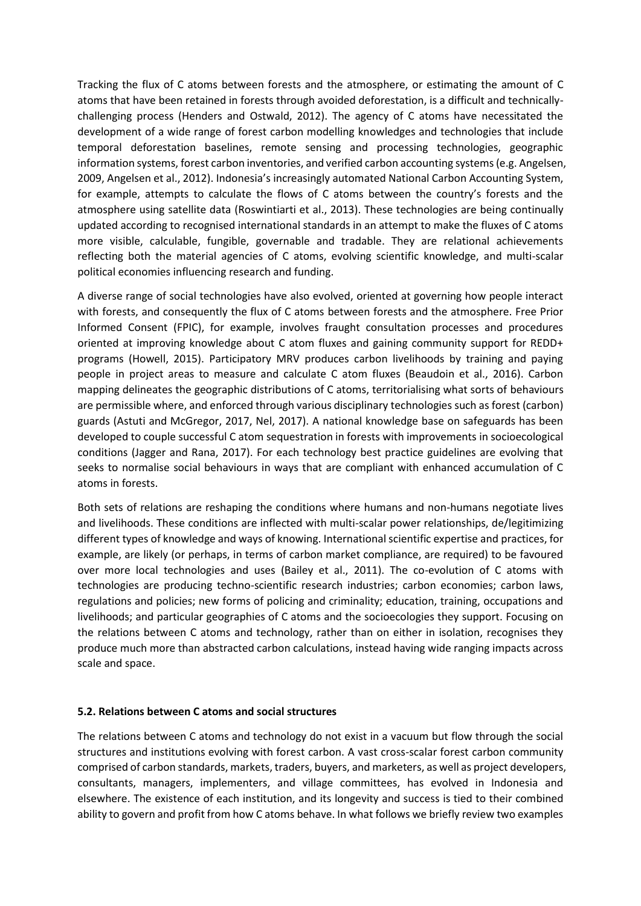Tracking the flux of C atoms between forests and the atmosphere, or estimating the amount of C atoms that have been retained in forests through avoided deforestation, is a difficult and technically-challenging process (Henders and Ostwald, 2012). The agency of C atoms have necessitated the development of a wide range of forest carbon modelling knowledges and technologies that include temporal deforestation baselines, remote sensing and processing technologies, geographic information systems, forest carbon inventories, and verified carbon accounting systems (e.g. Angelsen, 2009, Angelsen et al., 2012). Indonesia's increasingly automated National Carbon Accounting System, for example, attempts to calculate the flows of C atoms between the country's forests and the atmosphere using satellite data (Roswintiarti et al., 2013). These technologies are being continually updated according to recognised international standards in an attempt to make the fluxes of C atoms more visible, calculable, fungible, governable and tradable. They are relational achievements reflecting both the material agencies of C atoms, evolving scientific knowledge, and multi-scalar political economies influencing research and funding.

A diverse range of social technologies have also evolved, oriented at governing how people interact with forests, and consequently the flux of C atoms between forests and the atmosphere. Free Prior Informed Consent (FPIC), for example, involves fraught consultation processes and procedures oriented at improving knowledge about C atom fluxes and gaining community support for REDD+ programs (Howell, 2015). Participatory MRV produces carbon livelihoods by training and paying people in project areas to measure and calculate C atom fluxes (Beaudoin et al., 2016). Carbon mapping delineates the geographic distributions of C atoms, territorialising what sorts of behaviours are permissible where, and enforced through various disciplinary technologies such as forest (carbon) guards (Astuti and McGregor, 2017, Nel, 2017). A national knowledge base on safeguards has been developed to couple successful C atom sequestration in forests with improvements in socioecological conditions (Jagger and Rana, 2017). For each technology best practice guidelines are evolving that seeks to normalise social behaviours in ways that are compliant with enhanced accumulation of C atoms in forests.

Both sets of relations are reshaping the conditions where humans and non-humans negotiate lives and livelihoods. These conditions are inflected with multi-scalar power relationships, de/legitimizing different types of knowledge and ways of knowing. International scientific expertise and practices, for example, are likely (or perhaps, in terms of carbon market compliance, are required) to be favoured over more local technologies and uses (Bailey et al., 2011). The co-evolution of C atoms with technologies are producing techno-scientific research industries; carbon economies; carbon laws, regulations and policies; new forms of policing and criminality; education, training, occupations and livelihoods; and particular geographies of C atoms and the socioecologies they support. Focusing on the relations between C atoms and technology, rather than on either in isolation, recognises they produce much more than abstracted carbon calculations, instead having wide ranging impacts across scale and space.

### 5.2. Relations between C atoms and social structures

The relations between C atoms and technology do not exist in a vacuum but flow through the social structures and institutions evolving with forest carbon. A vast cross-scalar forest carbon community comprised of carbon standards, markets, traders, buyers, and marketers, as well as project developers, consultants, managers, implementers, and village committees, has evolved in Indonesia and elsewhere. The existence of each institution, and its longevity and success is tied to their combined ability to govern and profit from how C atoms behave. In what follows we briefly review two examples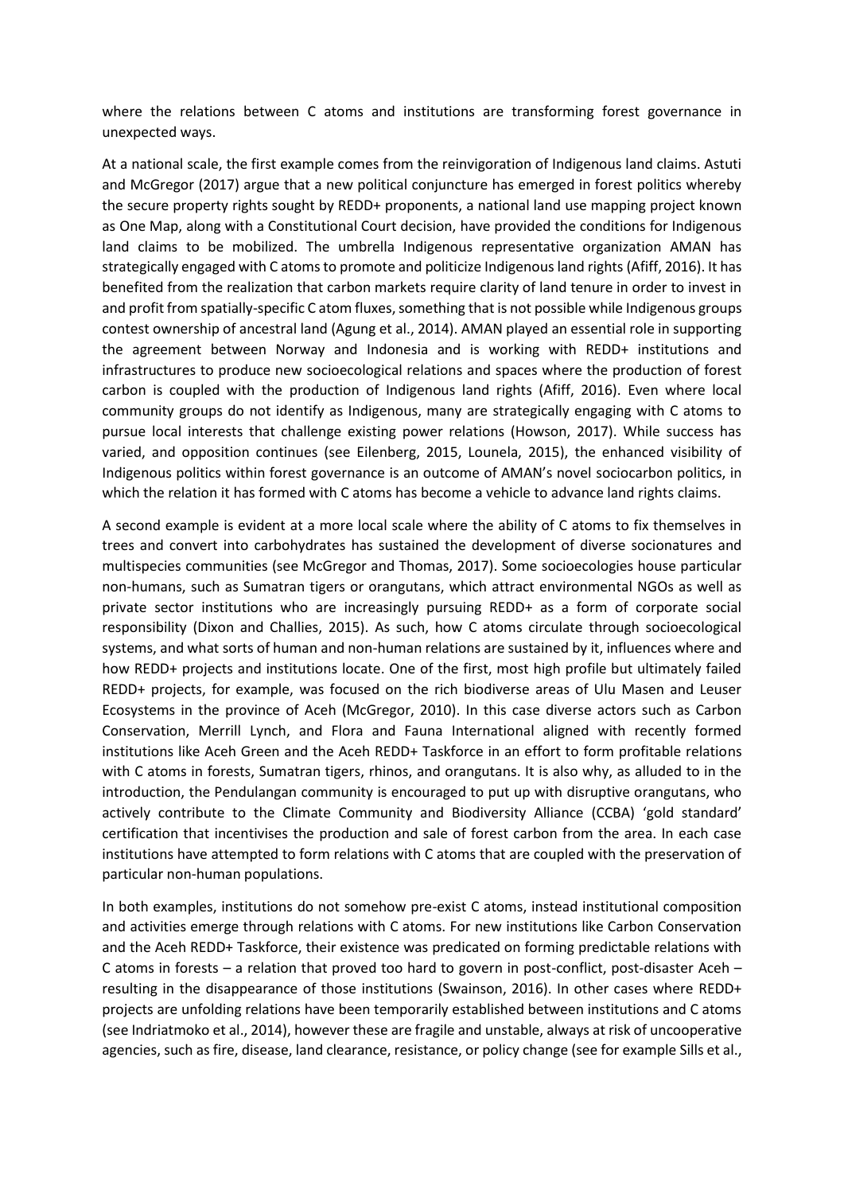where the relations between C atoms and institutions are transforming forest governance in unexpected ways.

At a national scale, the first example comes from the reinvigoration of Indigenous land claims. Astuti and McGregor (2017) argue that a new political conjuncture has emerged in forest politics whereby the secure property rights sought by REDD+ proponents, a national land use mapping project known as One Map, along with a Constitutional Court decision, have provided the conditions for Indigenous land claims to be mobilized. The umbrella Indigenous representative organization AMAN has strategically engaged with C atoms to promote and politicize Indigenous land rights (Afiff, 2016). It has benefited from the realization that carbon markets require clarity of land tenure in order to invest in and profit from spatially-specific C atom fluxes, something that is not possible while Indigenous groups contest ownership of ancestral land (Agung et al., 2014). AMAN played an essential role in supporting the agreement between Norway and Indonesia and is working with REDD+ institutions and infrastructures to produce new socioecological relations and spaces where the production of forest carbon is coupled with the production of Indigenous land rights (Afiff, 2016). Even where local community groups do not identify as Indigenous, many are strategically engaging with C atoms to pursue local interests that challenge existing power relations (Howson, 2017). While success has varied, and opposition continues (see Eilenberg, 2015, Lounela, 2015), the enhanced visibility of Indigenous politics within forest governance is an outcome of AMAN's novel sociocarbon politics, in which the relation it has formed with C atoms has become a vehicle to advance land rights claims.

A second example is evident at a more local scale where the ability of C atoms to fix themselves in trees and convert into carbohydrates has sustained the development of diverse socionatures and multispecies communities (see McGregor and Thomas, 2017). Some socioecologies house particular non-humans, such as Sumatran tigers or orangutans, which attract environmental NGOs as well as private sector institutions who are increasingly pursuing REDD+ as a form of corporate social responsibility (Dixon and Challies, 2015). As such, how C atoms circulate through socioecological systems, and what sorts of human and non-human relations are sustained by it, influences where and how REDD+ projects and institutions locate. One of the first, most high profile but ultimately failed REDD+ projects, for example, was focused on the rich biodiverse areas of Ulu Masen and Leuser Ecosystems in the province of Aceh (McGregor, 2010). In this case diverse actors such as Carbon Conservation, Merrill Lynch, and Flora and Fauna International aligned with recently formed institutions like Aceh Green and the Aceh REDD+ Taskforce in an effort to form profitable relations with C atoms in forests, Sumatran tigers, rhinos, and orangutans. It is also why, as alluded to in the introduction, the Pendulangan community is encouraged to put up with disruptive orangutans, who actively contribute to the Climate Community and Biodiversity Alliance (CCBA) 'gold standard' certification that incentivises the production and sale of forest carbon from the area. In each case institutions have attempted to form relations with C atoms that are coupled with the preservation of particular non-human populations.

In both examples, institutions do not somehow pre-exist C atoms, instead institutional composition and activities emerge through relations with C atoms. For new institutions like Carbon Conservation and the Aceh REDD+ Taskforce, their existence was predicated on forming predictable relations with C atoms in forests – a relation that proved too hard to govern in post-conflict, post-disaster Aceh – resulting in the disappearance of those institutions (Swainson, 2016). In other cases where REDD+ projects are unfolding relations have been temporarily established between institutions and C atoms (see Indriatmoko et al., 2014), however these are fragile and unstable, always at risk of uncooperative agencies, such as fire, disease, land clearance, resistance, or policy change (see for example Sills et al.,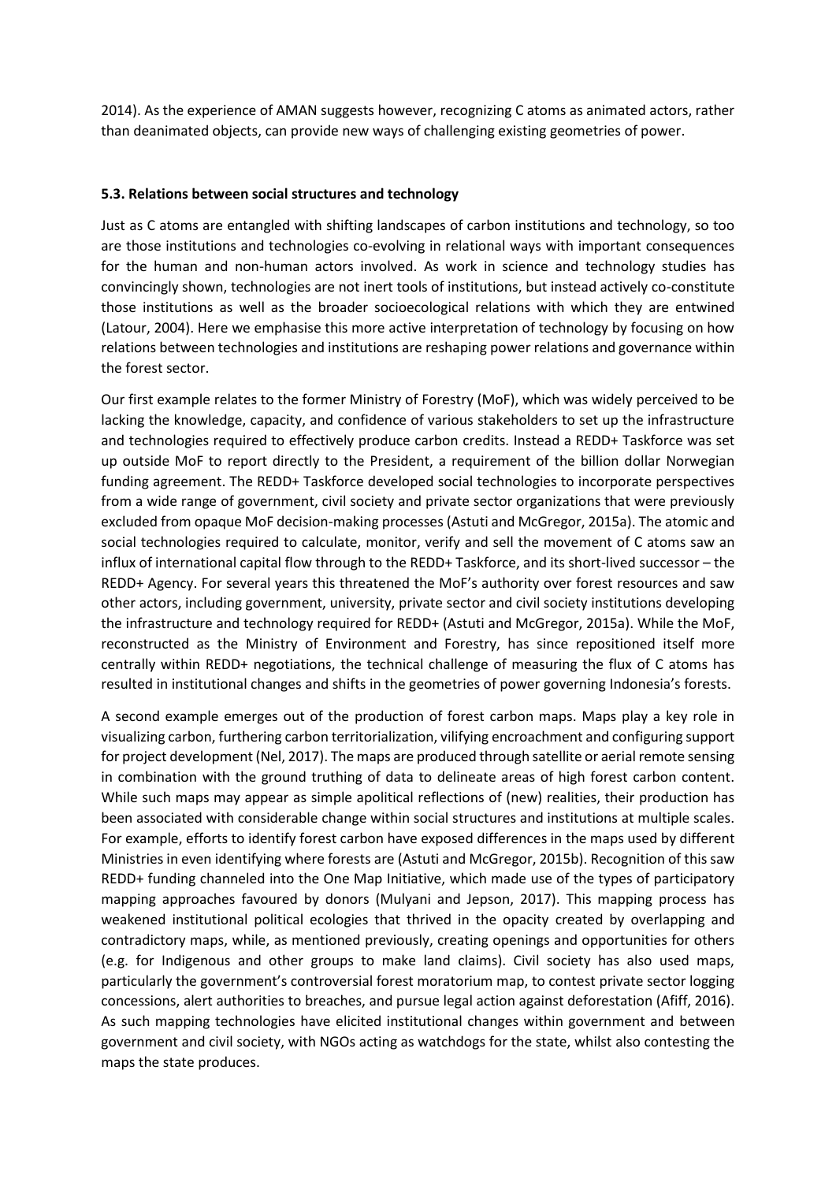2014). As the experience of AMAN suggests however, recognizing C atoms as animated actors, rather than deanimated objects, can provide new ways of challenging existing geometries of power.

### 5.3. Relations between social structures and technology

Just as C atoms are entangled with shifting landscapes of carbon institutions and technology, so too are those institutions and technologies co-evolving in relational ways with important consequences for the human and non-human actors involved. As work in science and technology studies has convincingly shown, technologies are not inert tools of institutions, but instead actively co-constitute those institutions as well as the broader socioecological relations with which they are entwined (Latour, 2004). Here we emphasise this more active interpretation of technology by focusing on how relations between technologies and institutions are reshaping power relations and governance within the forest sector.

Our first example relates to the former Ministry of Forestry (MoF), which was widely perceived to be lacking the knowledge, capacity, and confidence of various stakeholders to set up the infrastructure and technologies required to effectively produce carbon credits. Instead a REDD+ Taskforce was set up outside MoF to report directly to the President, a requirement of the billion dollar Norwegian funding agreement. The REDD+ Taskforce developed social technologies to incorporate perspectives from a wide range of government, civil society and private sector organizations that were previously excluded from opaque MoF decision-making processes (Astuti and McGregor, 2015a). The atomic and social technologies required to calculate, monitor, verify and sell the movement of C atoms saw an influx of international capital flow through to the REDD+ Taskforce, and its short-lived successor – the REDD+ Agency. For several years this threatened the MoF's authority over forest resources and saw other actors, including government, university, private sector and civil society institutions developing the infrastructure and technology required for REDD+ (Astuti and McGregor, 2015a). While the MoF, reconstructed as the Ministry of Environment and Forestry, has since repositioned itself more centrally within REDD+ negotiations, the technical challenge of measuring the flux of C atoms has resulted in institutional changes and shifts in the geometries of power governing Indonesia's forests.

A second example emerges out of the production of forest carbon maps. Maps play a key role in visualizing carbon, furthering carbon territorialization, vilifying encroachment and configuring support for project development (Nel, 2017). The maps are produced through satellite or aerial remote sensing in combination with the ground truthing of data to delineate areas of high forest carbon content. While such maps may appear as simple apolitical reflections of (new) realities, their production has been associated with considerable change within social structures and institutions at multiple scales. For example, efforts to identify forest carbon have exposed differences in the maps used by different Ministries in even identifying where forests are (Astuti and McGregor, 2015b). Recognition of this saw REDD+ funding channeled into the One Map Initiative, which made use of the types of participatory mapping approaches favoured by donors (Mulyani and Jepson, 2017). This mapping process has weakened institutional political ecologies that thrived in the opacity created by overlapping and contradictory maps, while, as mentioned previously, creating openings and opportunities for others (e.g. for Indigenous and other groups to make land claims). Civil society has also used maps, particularly the government's controversial forest moratorium map, to contest private sector logging concessions, alert authorities to breaches, and pursue legal action against deforestation (Afiff, 2016). As such mapping technologies have elicited institutional changes within government and between government and civil society, with NGOs acting as watchdogs for the state, whilst also contesting the maps the state produces.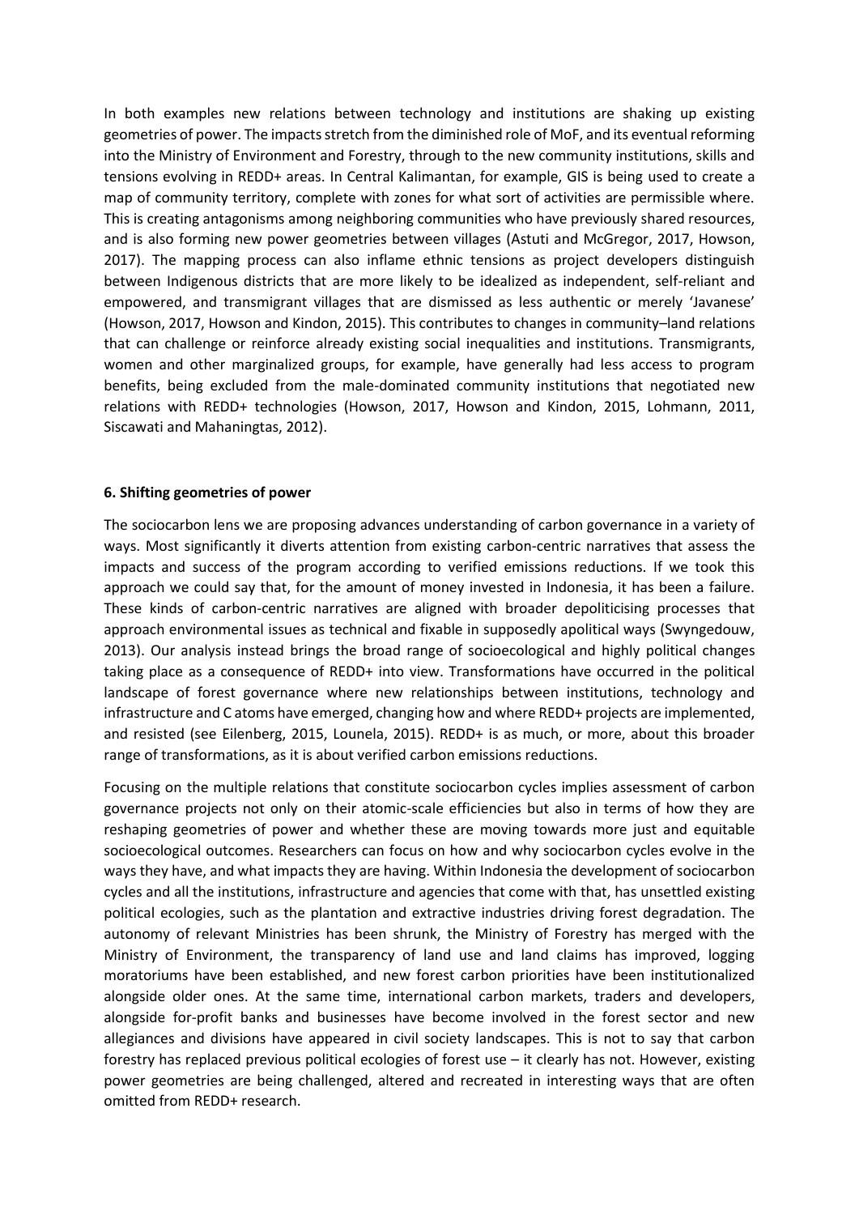In both examples new relations between technology and institutions are shaking up existing geometries of power. The impacts stretch from the diminished role of MoF, and its eventual reforming into the Ministry of Environment and Forestry, through to the new community institutions, skills and tensions evolving in REDD+ areas. In Central Kalimantan, for example, GIS is being used to create a map of community territory, complete with zones for what sort of activities are permissible where. This is creating antagonisms among neighboring communities who have previously shared resources, and is also forming new power geometries between villages (Astuti and McGregor, 2017, Howson, 2017). The mapping process can also inflame ethnic tensions as project developers distinguish between Indigenous districts that are more likely to be idealized as independent, self-reliant and empowered, and transmigrant villages that are dismissed as less authentic or merely 'Javanese' (Howson, 2017, Howson and Kindon, 2015). This contributes to changes in community–land relations that can challenge or reinforce already existing social inequalities and institutions. Transmigrants, women and other marginalized groups, for example, have generally had less access to program benefits, being excluded from the male-dominated community institutions that negotiated new relations with REDD+ technologies (Howson, 2017, Howson and Kindon, 2015, Lohmann, 2011, Siscawati and Mahaningtas, 2012).

## 6. Shifting geometries of power

The sociocarbon lens we are proposing advances understanding of carbon governance in a variety of ways. Most significantly it diverts attention from existing carbon-centric narratives that assess the impacts and success of the program according to verified emissions reductions. If we took this approach we could say that, for the amount of money invested in Indonesia, it has been a failure. These kinds of carbon-centric narratives are aligned with broader depoliticising processes that approach environmental issues as technical and fixable in supposedly apolitical ways (Swyngedouw, 2013). Our analysis instead brings the broad range of socioecological and highly political changes taking place as a consequence of REDD+ into view. Transformations have occurred in the political landscape of forest governance where new relationships between institutions, technology and infrastructure and C atoms have emerged, changing how and where REDD+ projects are implemented, and resisted (see Eilenberg, 2015, Lounela, 2015). REDD+ is as much, or more, about this broader range of transformations, as it is about verified carbon emissions reductions.

Focusing on the multiple relations that constitute sociocarbon cycles implies assessment of carbon governance projects not only on their atomic-scale efficiencies but also in terms of how they are reshaping geometries of power and whether these are moving towards more just and equitable socioecological outcomes. Researchers can focus on how and why sociocarbon cycles evolve in the ways they have, and what impacts they are having. Within Indonesia the development of sociocarbon cycles and all the institutions, infrastructure and agencies that come with that, has unsettled existing political ecologies, such as the plantation and extractive industries driving forest degradation. The autonomy of relevant Ministries has been shrunk, the Ministry of Forestry has merged with the Ministry of Environment, the transparency of land use and land claims has improved, logging moratoriums have been established, and new forest carbon priorities have been institutionalized alongside older ones. At the same time, international carbon markets, traders and developers, alongside for-profit banks and businesses have become involved in the forest sector and new allegiances and divisions have appeared in civil society landscapes. This is not to say that carbon forestry has replaced previous political ecologies of forest use – it clearly has not. However, existing power geometries are being challenged, altered and recreated in interesting ways that are often omitted from REDD+ research.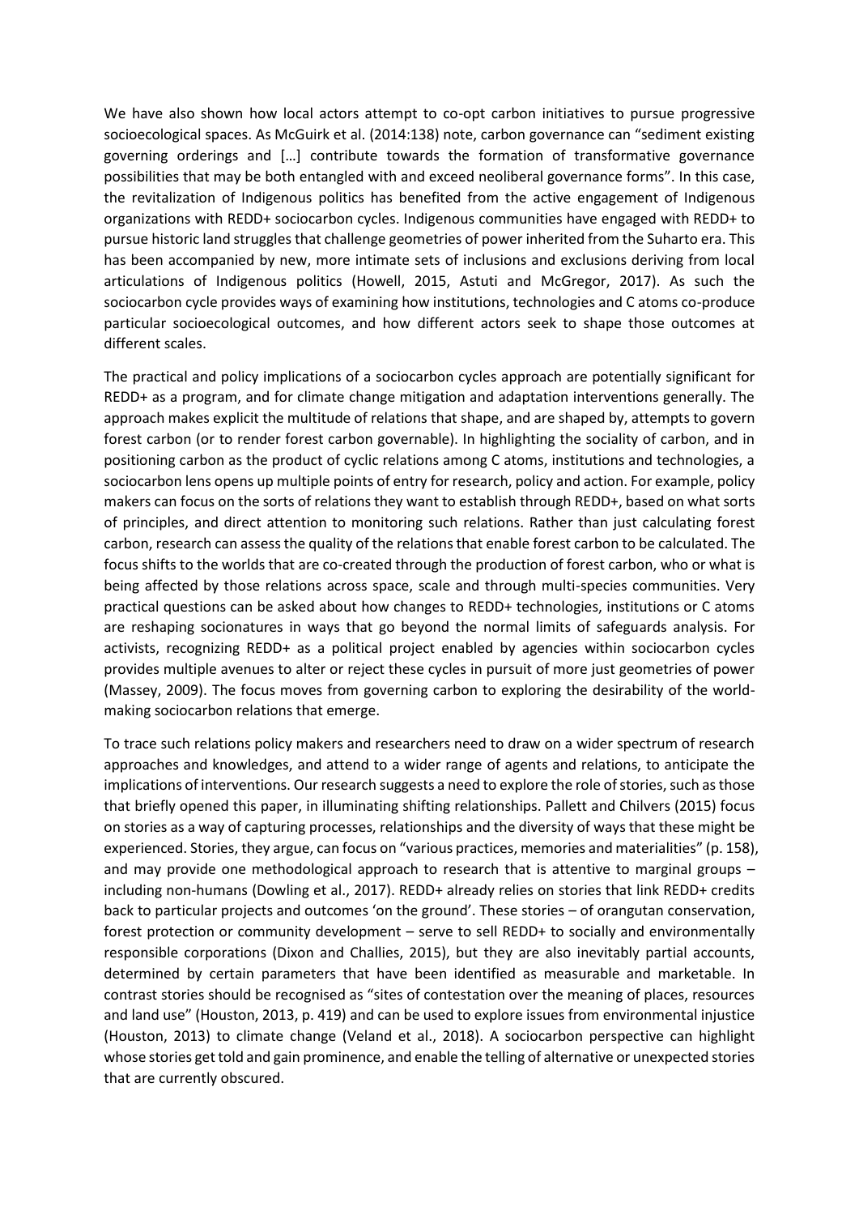We have also shown how local actors attempt to co-opt carbon initiatives to pursue progressive socioecological spaces. As McGuirk et al. (2014:138) note, carbon governance can "sediment existing governing orderings and […] contribute towards the formation of transformative governance possibilities that may be both entangled with and exceed neoliberal governance forms". In this case, the revitalization of Indigenous politics has benefited from the active engagement of Indigenous organizations with REDD+ sociocarbon cycles. Indigenous communities have engaged with REDD+ to pursue historic land struggles that challenge geometries of power inherited from the Suharto era. This has been accompanied by new, more intimate sets of inclusions and exclusions deriving from local articulations of Indigenous politics (Howell, 2015, Astuti and McGregor, 2017). As such the sociocarbon cycle provides ways of examining how institutions, technologies and C atoms co-produce particular socioecological outcomes, and how different actors seek to shape those outcomes at different scales.

The practical and policy implications of a sociocarbon cycles approach are potentially significant for REDD+ as a program, and for climate change mitigation and adaptation interventions generally. The approach makes explicit the multitude of relations that shape, and are shaped by, attempts to govern forest carbon (or to render forest carbon governable). In highlighting the sociality of carbon, and in positioning carbon as the product of cyclic relations among C atoms, institutions and technologies, a sociocarbon lens opens up multiple points of entry for research, policy and action. For example, policy makers can focus on the sorts of relations they want to establish through REDD+, based on what sorts of principles, and direct attention to monitoring such relations. Rather than just calculating forest carbon, research can assess the quality of the relations that enable forest carbon to be calculated. The focus shifts to the worlds that are co-created through the production of forest carbon, who or what is being affected by those relations across space, scale and through multi-species communities. Very practical questions can be asked about how changes to REDD+ technologies, institutions or C atoms are reshaping socionatures in ways that go beyond the normal limits of safeguards analysis. For activists, recognizing REDD+ as a political project enabled by agencies within sociocarbon cycles provides multiple avenues to alter or reject these cycles in pursuit of more just geometries of power (Massey, 2009). The focus moves from governing carbon to exploring the desirability of the world-making sociocarbon relations that emerge.

To trace such relations policy makers and researchers need to draw on a wider spectrum of research approaches and knowledges, and attend to a wider range of agents and relations, to anticipate the implications of interventions. Our research suggests a need to explore the role of stories, such as those that briefly opened this paper, in illuminating shifting relationships. Pallett and Chilvers (2015) focus on stories as a way of capturing processes, relationships and the diversity of ways that these might be experienced. Stories, they argue, can focus on "various practices, memories and materialities" (p. 158), and may provide one methodological approach to research that is attentive to marginal groups – including non-humans (Dowling et al., 2017). REDD+ already relies on stories that link REDD+ credits back to particular projects and outcomes 'on the ground'. These stories – of orangutan conservation, forest protection or community development – serve to sell REDD+ to socially and environmentally responsible corporations (Dixon and Challies, 2015), but they are also inevitably partial accounts, determined by certain parameters that have been identified as measurable and marketable. In contrast stories should be recognised as "sites of contestation over the meaning of places, resources and land use" (Houston, 2013, p. 419) and can be used to explore issues from environmental injustice (Houston, 2013) to climate change (Veland et al., 2018). A sociocarbon perspective can highlight whose stories get told and gain prominence, and enable the telling of alternative or unexpected stories that are currently obscured.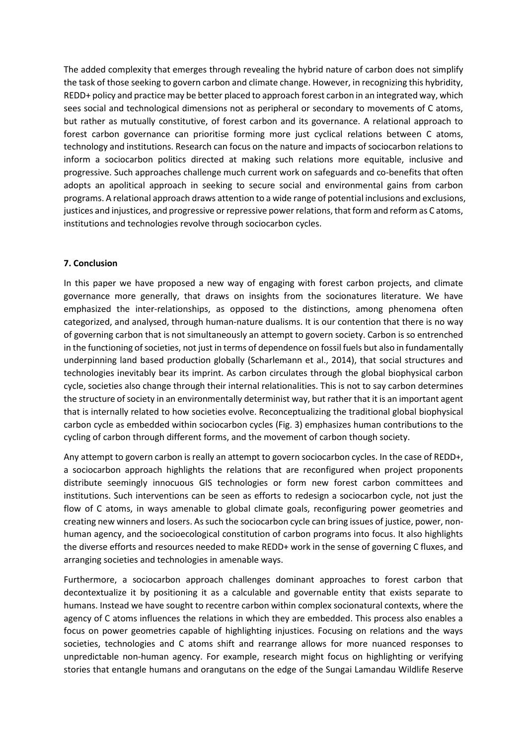The added complexity that emerges through revealing the hybrid nature of carbon does not simplify the task of those seeking to govern carbon and climate change. However, in recognizing this hybridity, REDD+ policy and practice may be better placed to approach forest carbon in an integrated way, which sees social and technological dimensions not as peripheral or secondary to movements of C atoms, but rather as mutually constitutive, of forest carbon and its governance. A relational approach to forest carbon governance can prioritise forming more just cyclical relations between C atoms, technology and institutions. Research can focus on the nature and impacts of sociocarbon relations to inform a sociocarbon politics directed at making such relations more equitable, inclusive and progressive. Such approaches challenge much current work on safeguards and co-benefits that often adopts an apolitical approach in seeking to secure social and environmental gains from carbon programs. A relational approach draws attention to a wide range of potential inclusions and exclusions, justices and injustices, and progressive or repressive power relations, that form and reform as C atoms, institutions and technologies revolve through sociocarbon cycles.

### 7. Conclusion

In this paper we have proposed a new way of engaging with forest carbon projects, and climate governance more generally, that draws on insights from the socionatures literature. We have emphasized the inter-relationships, as opposed to the distinctions, among phenomena often categorized, and analysed, through human-nature dualisms. It is our contention that there is no way of governing carbon that is not simultaneously an attempt to govern society. Carbon is so entrenched in the functioning of societies, not just in terms of dependence on fossil fuels but also in fundamentally underpinning land based production globally (Scharlemann et al., 2014), that social structures and technologies inevitably bear its imprint. As carbon circulates through the global biophysical carbon cycle, societies also change through their internal relationalities. This is not to say carbon determines the structure of society in an environmentally determinist way, but rather that it is an important agent that is internally related to how societies evolve. Reconceptualizing the traditional global biophysical carbon cycle as embedded within sociocarbon cycles (Fig. 3) emphasizes human contributions to the cycling of carbon through different forms, and the movement of carbon though society.

Any attempt to govern carbon is really an attempt to govern sociocarbon cycles. In the case of REDD+, a sociocarbon approach highlights the relations that are reconfigured when project proponents distribute seemingly innocuous GIS technologies or form new forest carbon committees and institutions. Such interventions can be seen as efforts to redesign a sociocarbon cycle, not just the flow of C atoms, in ways amenable to global climate goals, reconfiguring power geometries and creating new winners and losers. As such the sociocarbon cycle can bring issues of justice, power, non-human agency, and the socioecological constitution of carbon programs into focus. It also highlights the diverse efforts and resources needed to make REDD+ work in the sense of governing C fluxes, and arranging societies and technologies in amenable ways.

Furthermore, a sociocarbon approach challenges dominant approaches to forest carbon that decontextualize it by positioning it as a calculable and governable entity that exists separate to humans. Instead we have sought to recentre carbon within complex socionatural contexts, where the agency of C atoms influences the relations in which they are embedded. This process also enables a focus on power geometries capable of highlighting injustices. Focusing on relations and the ways societies, technologies and C atoms shift and rearrange allows for more nuanced responses to unpredictable non-human agency. For example, research might focus on highlighting or verifying stories that entangle humans and orangutans on the edge of the Sungai Lamandau Wildlife Reserve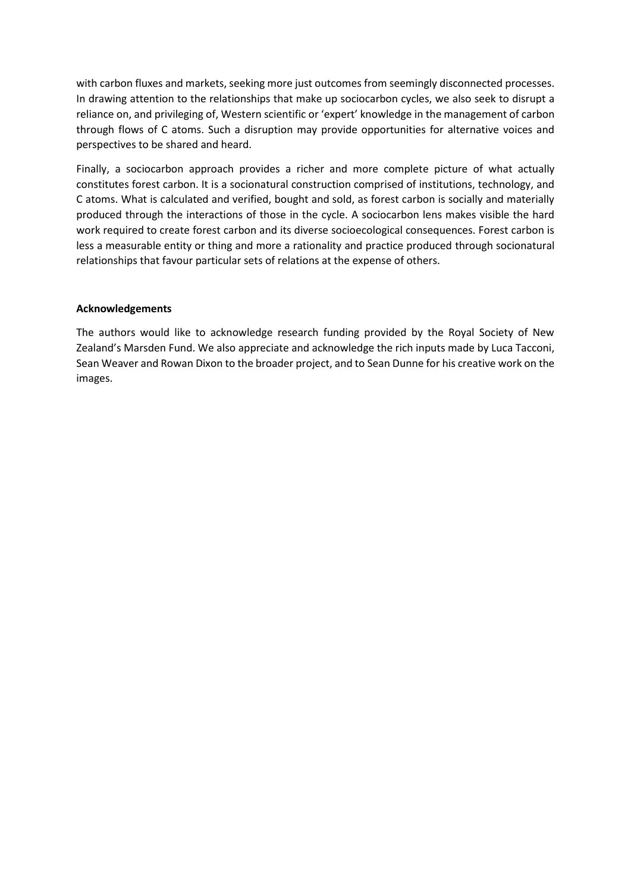with carbon fluxes and markets, seeking more just outcomes from seemingly disconnected processes. In drawing attention to the relationships that make up sociocarbon cycles, we also seek to disrupt a reliance on, and privileging of, Western scientific or 'expert' knowledge in the management of carbon through flows of C atoms. Such a disruption may provide opportunities for alternative voices and perspectives to be shared and heard.

Finally, a sociocarbon approach provides a richer and more complete picture of what actually constitutes forest carbon. It is a socionatural construction comprised of institutions, technology, and C atoms. What is calculated and verified, bought and sold, as forest carbon is socially and materially produced through the interactions of those in the cycle. A sociocarbon lens makes visible the hard work required to create forest carbon and its diverse socioecological consequences. Forest carbon is less a measurable entity or thing and more a rationality and practice produced through socionatural relationships that favour particular sets of relations at the expense of others.

**Acknowledgements**

The authors would like to acknowledge research funding provided by the Royal Society of New Zealand's Marsden Fund. We also appreciate and acknowledge the rich inputs made by Luca Tacconi, Sean Weaver and Rowan Dixon to the broader project, and to Sean Dunne for his creative work on the images.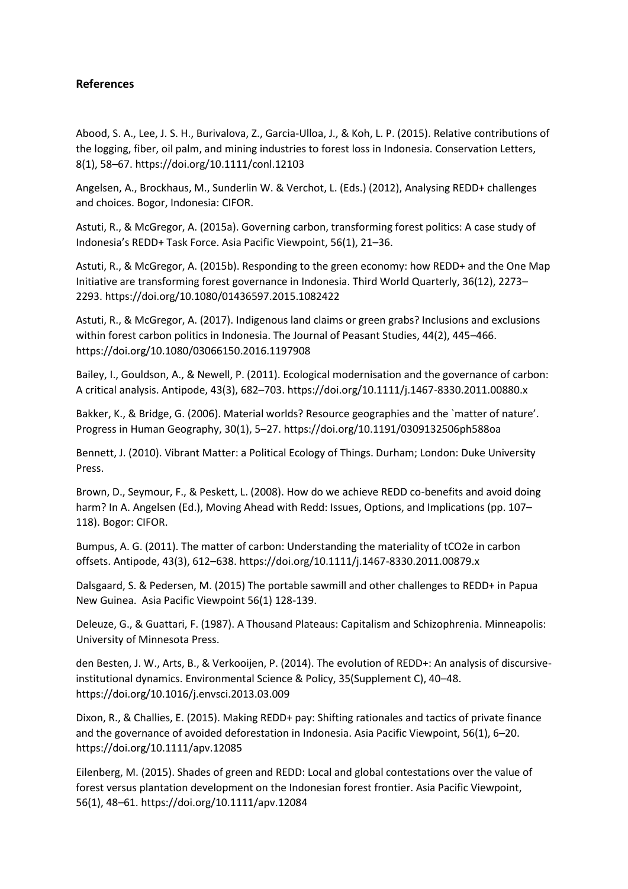## References

Abood, S. A., Lee, J. S. H., Burivalova, Z., Garcia-Ulloa, J., & Koh, L. P. (2015). Relative contributions of the logging, fiber, oil palm, and mining industries to forest loss in Indonesia. Conservation Letters, 8(1), 58–67. https://doi.org/10.1111/conl.12103

Angelsen, A., Brockhaus, M., Sunderlin W. & Verchot, L. (Eds.) (2012), Analysing REDD+ challenges and choices. Bogor, Indonesia: CIFOR.

Astuti, R., & McGregor, A. (2015a). Governing carbon, transforming forest politics: A case study of Indonesia's REDD+ Task Force. Asia Pacific Viewpoint, 56(1), 21–36.

Astuti, R., & McGregor, A. (2015b). Responding to the green economy: how REDD+ and the One Map Initiative are transforming forest governance in Indonesia. Third World Quarterly, 36(12), 2273–2293. https://doi.org/10.1080/01436597.2015.1082422

Astuti, R., & McGregor, A. (2017). Indigenous land claims or green grabs? Inclusions and exclusions within forest carbon politics in Indonesia. The Journal of Peasant Studies, 44(2), 445–466. https://doi.org/10.1080/03066150.2016.1197908

Bailey, I., Gouldson, A., & Newell, P. (2011). Ecological modernisation and the governance of carbon: A critical analysis. Antipode, 43(3), 682–703. https://doi.org/10.1111/j.1467-8330.2011.00880.x

Bakker, K., & Bridge, G. (2006). Material worlds? Resource geographies and the `matter of nature'. Progress in Human Geography, 30(1), 5–27. https://doi.org/10.1191/0309132506ph588oa

Bennett, J. (2010). Vibrant Matter: a Political Ecology of Things. Durham; London: Duke University Press.

Brown, D., Seymour, F., & Peskett, L. (2008). How do we achieve REDD co-benefits and avoid doing harm? In A. Angelsen (Ed.), Moving Ahead with Redd: Issues, Options, and Implications (pp. 107–118). Bogor: CIFOR.

Bumpus, A. G. (2011). The matter of carbon: Understanding the materiality of tCO2e in carbon offsets. Antipode, 43(3), 612–638. https://doi.org/10.1111/j.1467-8330.2011.00879.x

Dalsgaard, S. & Pedersen, M. (2015) The portable sawmill and other challenges to REDD+ in Papua New Guinea. Asia Pacific Viewpoint 56(1) 128-139.

Deleuze, G., & Guattari, F. (1987). A Thousand Plateaus: Capitalism and Schizophrenia. Minneapolis: University of Minnesota Press.

den Besten, J. W., Arts, B., & Verkooijen, P. (2014). The evolution of REDD+: An analysis of discursive-institutional dynamics. Environmental Science & Policy, 35(Supplement C), 40–48. https://doi.org/10.1016/j.envsci.2013.03.009

Dixon, R., & Challies, E. (2015). Making REDD+ pay: Shifting rationales and tactics of private finance and the governance of avoided deforestation in Indonesia. Asia Pacific Viewpoint, 56(1), 6–20. https://doi.org/10.1111/apv.12085

Eilenberg, M. (2015). Shades of green and REDD: Local and global contestations over the value of forest versus plantation development on the Indonesian forest frontier. Asia Pacific Viewpoint, 56(1), 48–61. https://doi.org/10.1111/apv.12084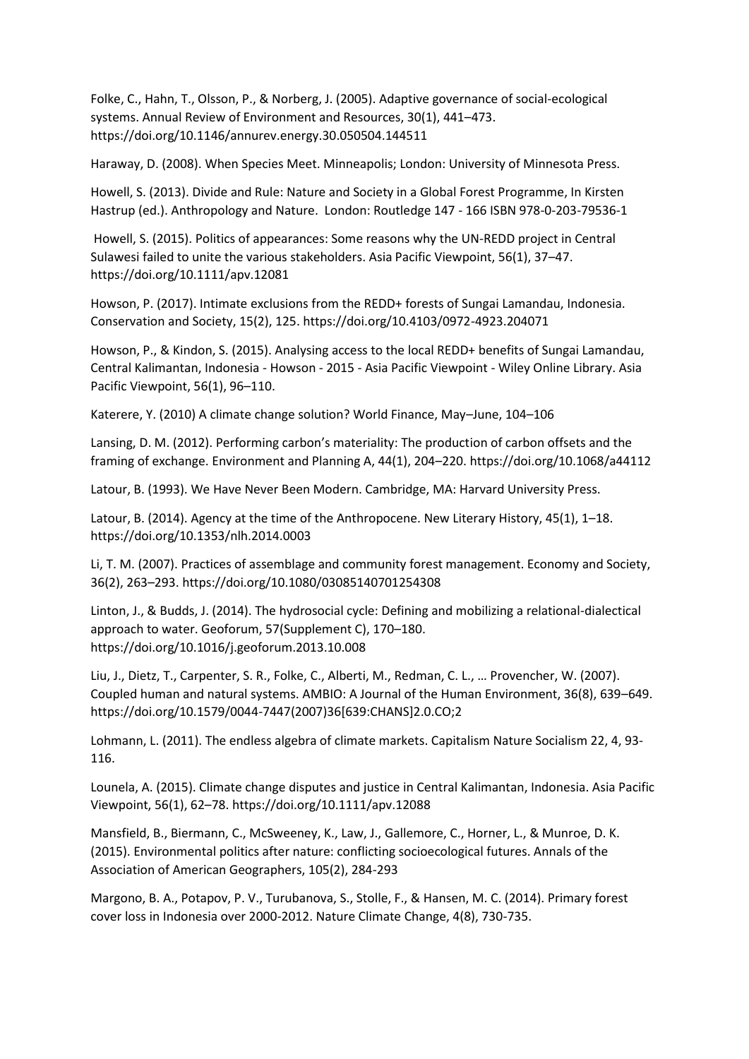Folke, C., Hahn, T., Olsson, P., & Norberg, J. (2005). Adaptive governance of social-ecological systems. Annual Review of Environment and Resources, 30(1), 441–473. https://doi.org/10.1146/annurev.energy.30.050504.144511

Haraway, D. (2008). When Species Meet. Minneapolis; London: University of Minnesota Press.

Howell, S. (2013). Divide and Rule: Nature and Society in a Global Forest Programme, In Kirsten Hastrup (ed.). Anthropology and Nature. London: Routledge 147 - 166 ISBN 978-0-203-79536-1

Howell, S. (2015). Politics of appearances: Some reasons why the UN-REDD project in Central Sulawesi failed to unite the various stakeholders. Asia Pacific Viewpoint, 56(1), 37–47. https://doi.org/10.1111/apv.12081

Howson, P. (2017). Intimate exclusions from the REDD+ forests of Sungai Lamandau, Indonesia. Conservation and Society, 15(2), 125. https://doi.org/10.4103/0972-4923.204071

Howson, P., & Kindon, S. (2015). Analysing access to the local REDD+ benefits of Sungai Lamandau, Central Kalimantan, Indonesia - Howson - 2015 - Asia Pacific Viewpoint - Wiley Online Library. Asia Pacific Viewpoint, 56(1), 96–110.

Katerere, Y. (2010) A climate change solution? World Finance, May–June, 104–106

Lansing, D. M. (2012). Performing carbon's materiality: The production of carbon offsets and the framing of exchange. Environment and Planning A, 44(1), 204–220. https://doi.org/10.1068/a44112

Latour, B. (1993). We Have Never Been Modern. Cambridge, MA: Harvard University Press.

Latour, B. (2014). Agency at the time of the Anthropocene. New Literary History, 45(1), 1–18. https://doi.org/10.1353/nlh.2014.0003

Li, T. M. (2007). Practices of assemblage and community forest management. Economy and Society, 36(2), 263–293. https://doi.org/10.1080/03085140701254308

Linton, J., & Budds, J. (2014). The hydrosocial cycle: Defining and mobilizing a relational-dialectical approach to water. Geoforum, 57(Supplement C), 170–180. https://doi.org/10.1016/j.geoforum.2013.10.008

Liu, J., Dietz, T., Carpenter, S. R., Folke, C., Alberti, M., Redman, C. L., … Provencher, W. (2007). Coupled human and natural systems. AMBIO: A Journal of the Human Environment, 36(8), 639–649. https://doi.org/10.1579/0044-7447(2007)36[639:CHANS]2.0.CO;2

Lohmann, L. (2011). The endless algebra of climate markets. Capitalism Nature Socialism 22, 4, 93-116.

Lounela, A. (2015). Climate change disputes and justice in Central Kalimantan, Indonesia. Asia Pacific Viewpoint, 56(1), 62–78. https://doi.org/10.1111/apv.12088

Mansfield, B., Biermann, C., McSweeney, K., Law, J., Gallemore, C., Horner, L., & Munroe, D. K. (2015). Environmental politics after nature: conflicting socioecological futures. Annals of the Association of American Geographers, 105(2), 284-293

Margono, B. A., Potapov, P. V., Turubanova, S., Stolle, F., & Hansen, M. C. (2014). Primary forest cover loss in Indonesia over 2000-2012. Nature Climate Change, 4(8), 730-735.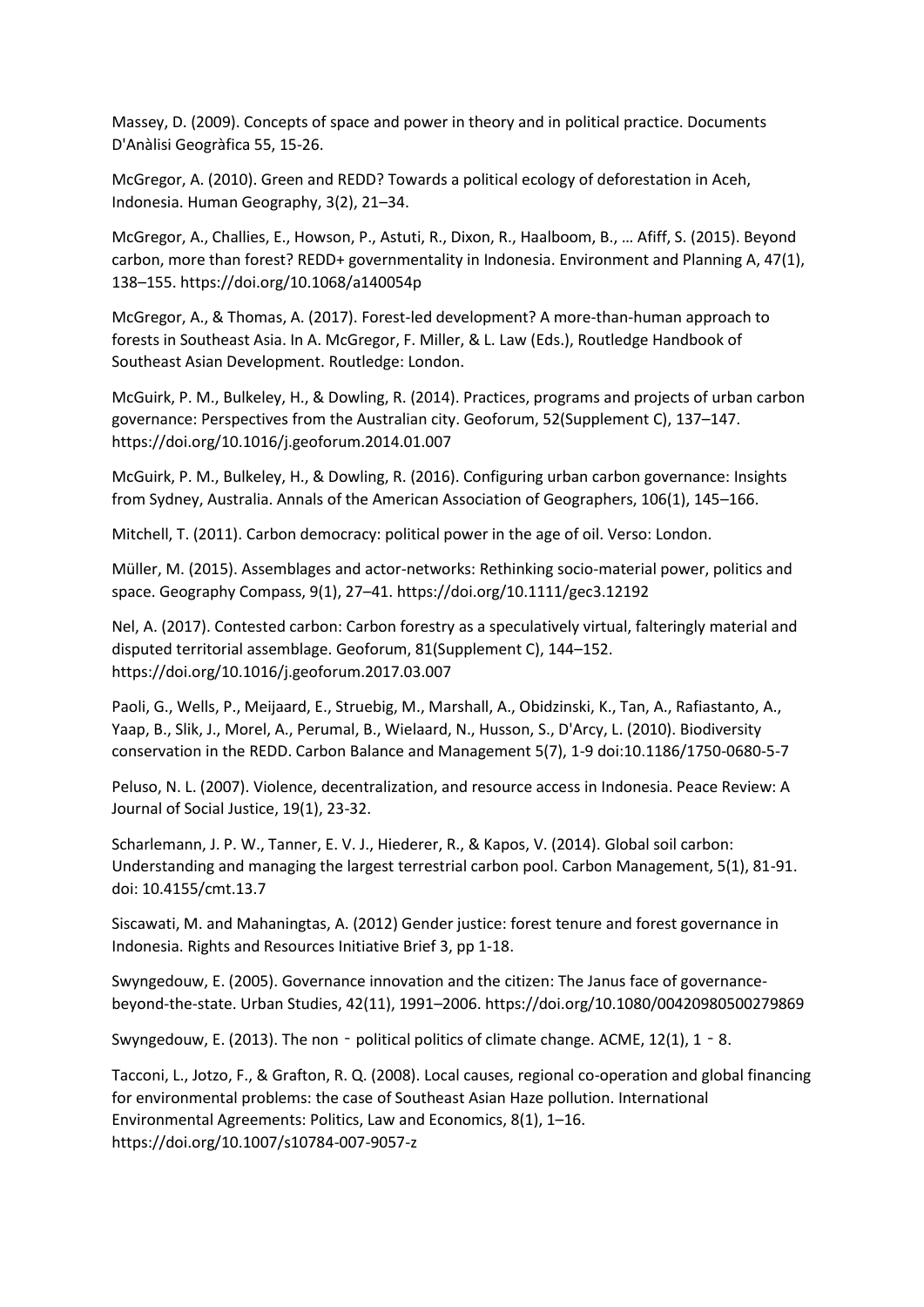Massey, D. (2009). Concepts of space and power in theory and in political practice. Documents D'Anàlisi Geogràfica 55, 15-26.

McGregor, A. (2010). Green and REDD? Towards a political ecology of deforestation in Aceh, Indonesia. Human Geography, 3(2), 21–34.

McGregor, A., Challies, E., Howson, P., Astuti, R., Dixon, R., Haalboom, B., … Afiff, S. (2015). Beyond carbon, more than forest? REDD+ governmentality in Indonesia. Environment and Planning A, 47(1), 138–155. https://doi.org/10.1068/a140054p

McGregor, A., & Thomas, A. (2017). Forest-led development? A more-than-human approach to forests in Southeast Asia. In A. McGregor, F. Miller, & L. Law (Eds.), Routledge Handbook of Southeast Asian Development. Routledge: London.

McGuirk, P. M., Bulkeley, H., & Dowling, R. (2014). Practices, programs and projects of urban carbon governance: Perspectives from the Australian city. Geoforum, 52(Supplement C), 137–147. https://doi.org/10.1016/j.geoforum.2014.01.007

McGuirk, P. M., Bulkeley, H., & Dowling, R. (2016). Configuring urban carbon governance: Insights from Sydney, Australia. Annals of the American Association of Geographers, 106(1), 145–166.

Mitchell, T. (2011). Carbon democracy: political power in the age of oil. Verso: London.

Müller, M. (2015). Assemblages and actor-networks: Rethinking socio-material power, politics and space. Geography Compass, 9(1), 27–41. https://doi.org/10.1111/gec3.12192

Nel, A. (2017). Contested carbon: Carbon forestry as a speculatively virtual, falteringly material and disputed territorial assemblage. Geoforum, 81(Supplement C), 144–152. https://doi.org/10.1016/j.geoforum.2017.03.007

Paoli, G., Wells, P., Meijaard, E., Struebig, M., Marshall, A., Obidzinski, K., Tan, A., Rafiastanto, A., Yaap, B., Slik, J., Morel, A., Perumal, B., Wielaard, N., Husson, S., D'Arcy, L. (2010). Biodiversity conservation in the REDD. Carbon Balance and Management 5(7), 1-9 doi:10.1186/1750-0680-5-7

Peluso, N. L. (2007). Violence, decentralization, and resource access in Indonesia. Peace Review: A Journal of Social Justice, 19(1), 23-32.

Scharlemann, J. P. W., Tanner, E. V. J., Hiederer, R., & Kapos, V. (2014). Global soil carbon: Understanding and managing the largest terrestrial carbon pool. Carbon Management, 5(1), 81-91. doi: 10.4155/cmt.13.7

Siscawati, M. and Mahaningtas, A. (2012) Gender justice: forest tenure and forest governance in Indonesia. Rights and Resources Initiative Brief 3, pp 1-18.

Swyngedouw, E. (2005). Governance innovation and the citizen: The Janus face of governance-beyond-the-state. Urban Studies, 42(11), 1991–2006. https://doi.org/10.1080/00420980500279869

Swyngedouw, E. (2013). The non‐political politics of climate change. ACME, 12(1), 1‐8.

Tacconi, L., Jotzo, F., & Grafton, R. Q. (2008). Local causes, regional co-operation and global financing for environmental problems: the case of Southeast Asian Haze pollution. International Environmental Agreements: Politics, Law and Economics, 8(1), 1–16. https://doi.org/10.1007/s10784-007-9057-z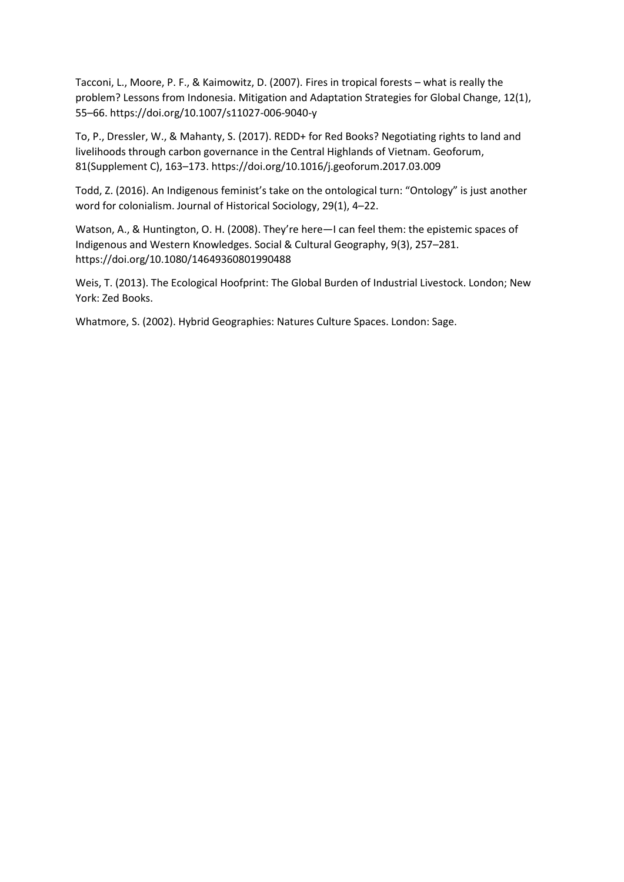Tacconi, L., Moore, P. F., & Kaimowitz, D. (2007). Fires in tropical forests – what is really the problem? Lessons from Indonesia. Mitigation and Adaptation Strategies for Global Change, 12(1), 55–66. https://doi.org/10.1007/s11027-006-9040-y

To, P., Dressler, W., & Mahanty, S. (2017). REDD+ for Red Books? Negotiating rights to land and livelihoods through carbon governance in the Central Highlands of Vietnam. Geoforum, 81(Supplement C), 163–173. https://doi.org/10.1016/j.geoforum.2017.03.009

Todd, Z. (2016). An Indigenous feminist's take on the ontological turn: "Ontology" is just another word for colonialism. Journal of Historical Sociology, 29(1), 4–22.

Watson, A., & Huntington, O. H. (2008). They're here—I can feel them: the epistemic spaces of Indigenous and Western Knowledges. Social & Cultural Geography, 9(3), 257–281. https://doi.org/10.1080/14649360801990488

Weis, T. (2013). The Ecological Hoofprint: The Global Burden of Industrial Livestock. London; New York: Zed Books.

Whatmore, S. (2002). Hybrid Geographies: Natures Culture Spaces. London: Sage.